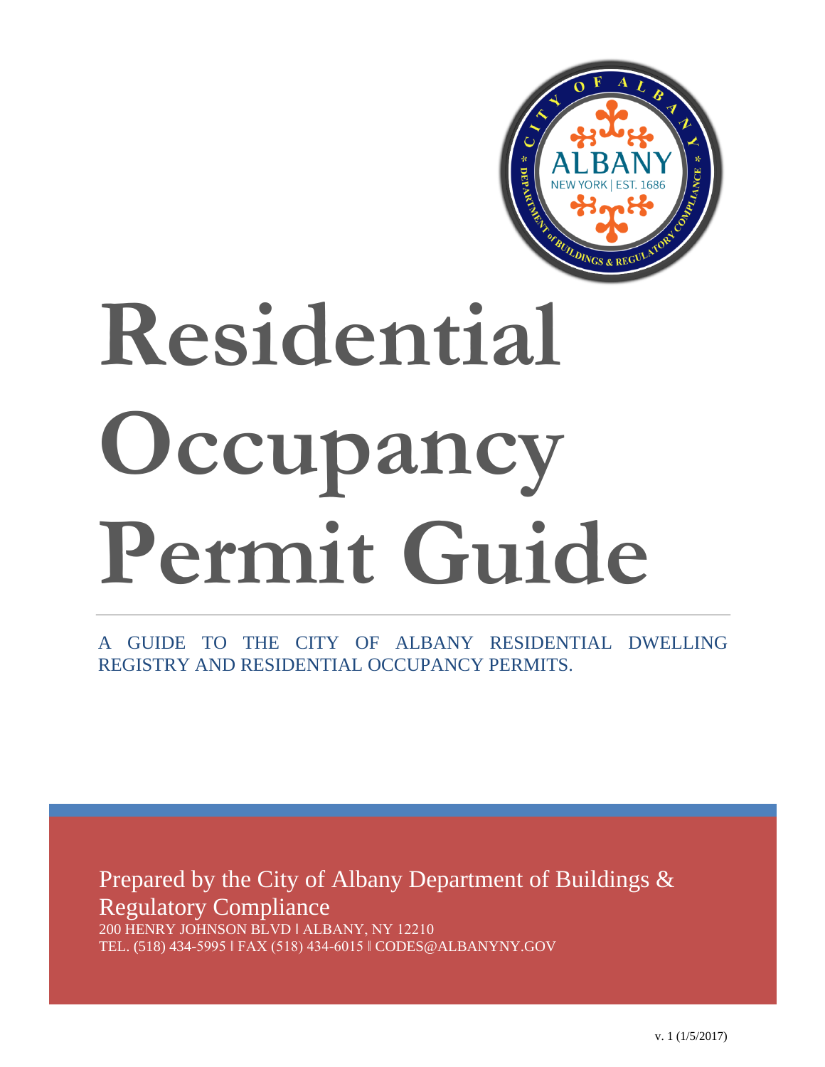# Residential Occupancy Permit Guide

A GUIDE TO THE CITY OF ALBANY RESIDENTIAL DWELLING REGISTRY AND RESIDENTIAL OCCUPANCY PERMITS.

Prepared by the City of Albany Department of Buildings & Regulatory Compliance

200 HENRY JOHNSON BLVD ‖ ALBANY, NY 12210

TEL. (518) 434-5995 ‖ FAX (518) 434-6015 ‖ CODES@ALBANYNY.GOV

v. 1 (1/5/2017)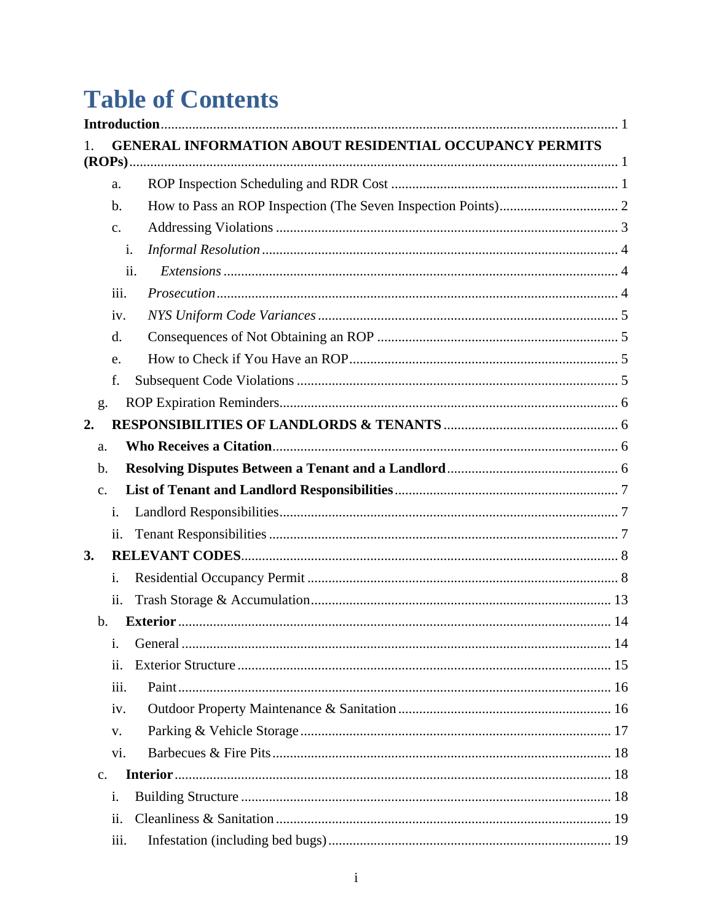# Table of Contents

**Introduction** ... 1

1. **GENERAL INFORMATION ABOUT RESIDENTIAL OCCUPANCY PERMITS (ROPs)** ... 1
   - a. ROP Inspection Scheduling and RDR Cost ... 1
   - b. How to Pass an ROP Inspection (The Seven Inspection Points) ... 2
   - c. Addressing Violations ... 3
     - i. *Informal Resolution* ... 4
     - ii. *Extensions* ... 4
     - iii. *Prosecution* ... 4
     - iv. *NYS Uniform Code Variances* ... 5
   - d. Consequences of Not Obtaining an ROP ... 5
   - e. How to Check if You Have an ROP ... 5
   - f. Subsequent Code Violations ... 5
   - g. ROP Expiration Reminders ... 6

2. **RESPONSIBILITIES OF LANDLORDS & TENANTS** ... 6
   - a. **Who Receives a Citation** ... 6
   - b. **Resolving Disputes Between a Tenant and a Landlord** ... 6
   - c. **List of Tenant and Landlord Responsibilities** ... 7
     - i. Landlord Responsibilities ... 7
     - ii. Tenant Responsibilities ... 7

3. **RELEVANT CODES** ... 8
   - i. Residential Occupancy Permit ... 8
   - ii. Trash Storage & Accumulation ... 13
   - b. **Exterior** ... 14
     - i. General ... 14
     - ii. Exterior Structure ... 15
     - iii. Paint ... 16
     - iv. Outdoor Property Maintenance & Sanitation ... 16
     - v. Parking & Vehicle Storage ... 17
     - vi. Barbecues & Fire Pits ... 18
   - c. **Interior** ... 18
     - i. Building Structure ... 18
     - ii. Cleanliness & Sanitation ... 19
     - iii. Infestation (including bed bugs) ... 19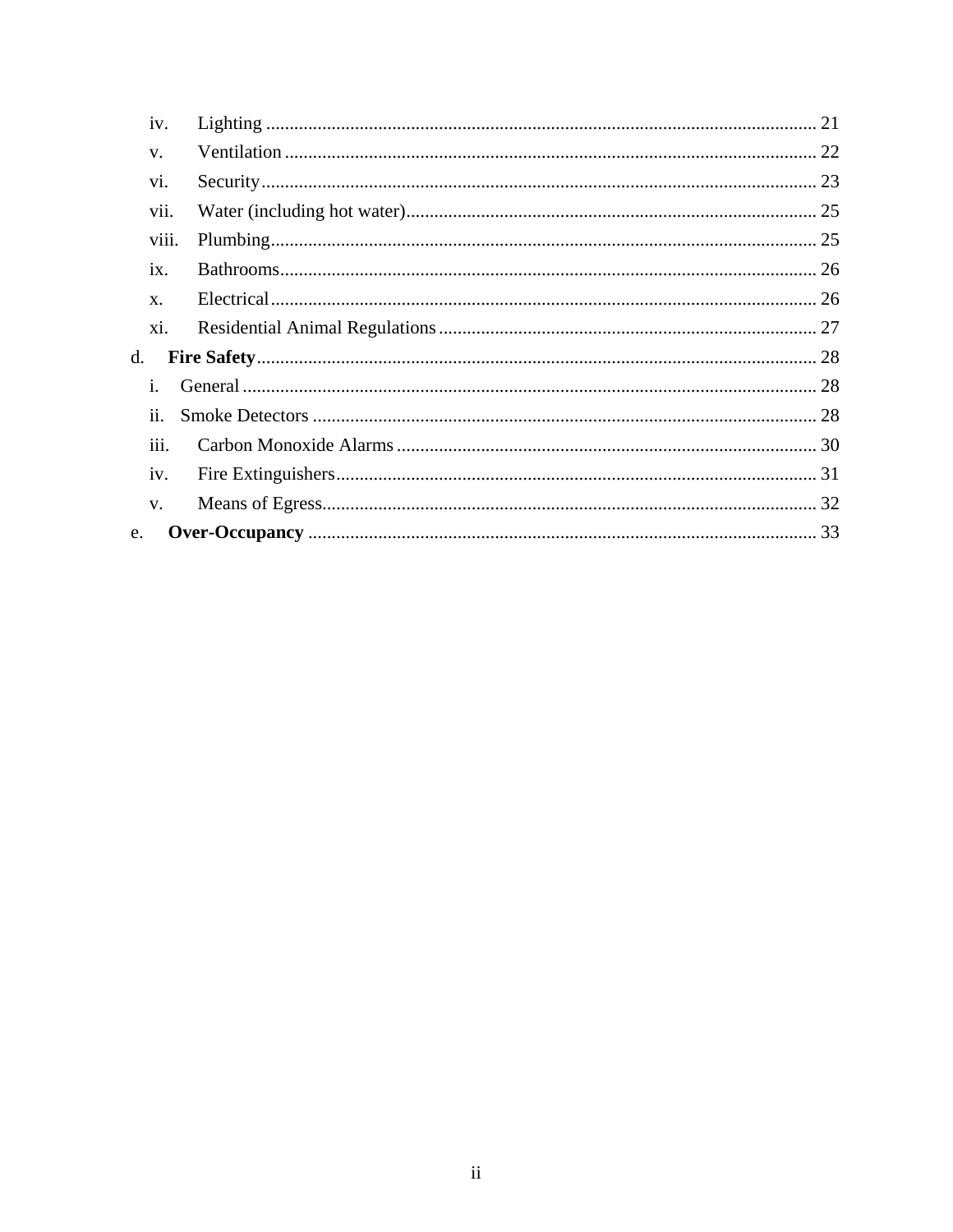- iv. Lighting ..................................................................................................................... 21
- v. Ventilation ................................................................................................................. 22
- vi. Security...................................................................................................................... 23
- vii. Water (including hot water)........................................................................................ 25
- viii. Plumbing.................................................................................................................... 25
- ix. Bathrooms................................................................................................................... 26
- x. Electrical..................................................................................................................... 26
- xi. Residential Animal Regulations ................................................................................. 27

d. **Fire Safety**........................................................................................................................ 28

- i. General ........................................................................................................................... 28
- ii. Smoke Detectors ........................................................................................................... 28
- iii. Carbon Monoxide Alarms .......................................................................................... 30
- iv. Fire Extinguishers....................................................................................................... 31
- v. Means of Egress.......................................................................................................... 32

e. **Over-Occupancy** ............................................................................................................. 33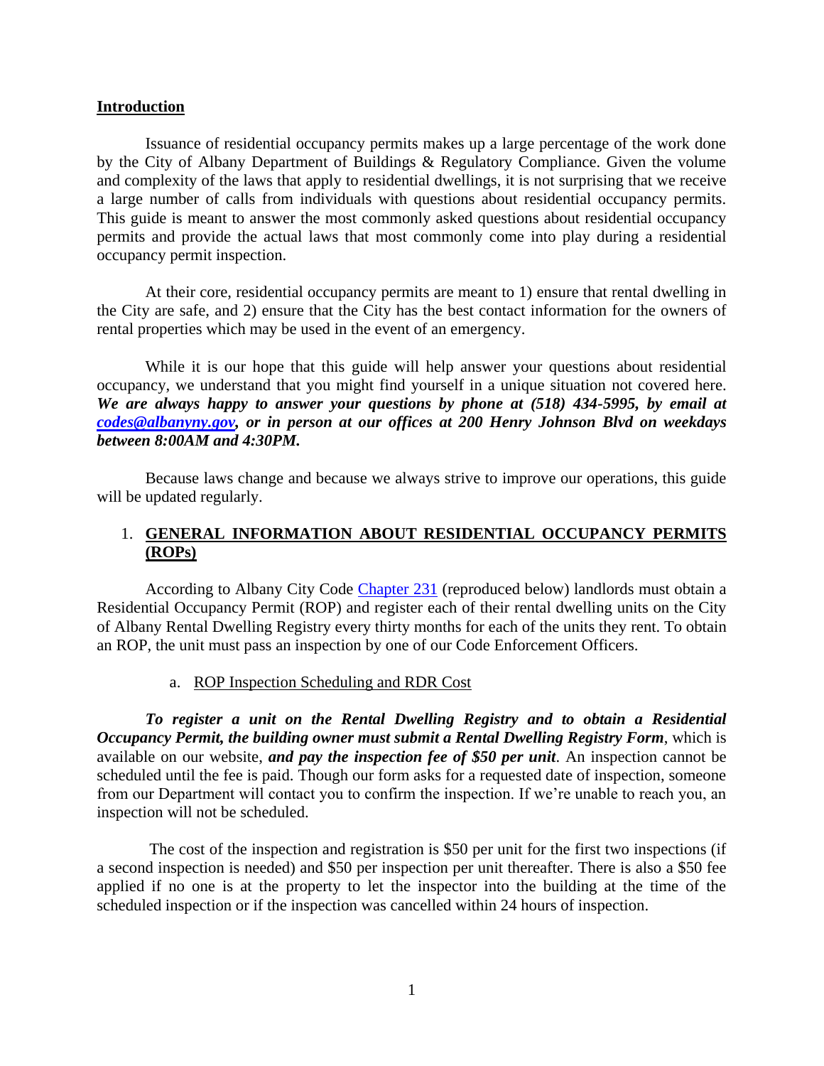## Introduction

Issuance of residential occupancy permits makes up a large percentage of the work done by the City of Albany Department of Buildings & Regulatory Compliance. Given the volume and complexity of the laws that apply to residential dwellings, it is not surprising that we receive a large number of calls from individuals with questions about residential occupancy permits. This guide is meant to answer the most commonly asked questions about residential occupancy permits and provide the actual laws that most commonly come into play during a residential occupancy permit inspection.

At their core, residential occupancy permits are meant to 1) ensure that rental dwelling in the City are safe, and 2) ensure that the City has the best contact information for the owners of rental properties which may be used in the event of an emergency.

While it is our hope that this guide will help answer your questions about residential occupancy, we understand that you might find yourself in a unique situation not covered here. ***We are always happy to answer your questions by phone at (518) 434-5995, by email at [codes@albanyny.gov](mailto:codes@albanyny.gov), or in person at our offices at 200 Henry Johnson Blvd on weekdays between 8:00AM and 4:30PM.***

Because laws change and because we always strive to improve our operations, this guide will be updated regularly.

## 1. GENERAL INFORMATION ABOUT RESIDENTIAL OCCUPANCY PERMITS (ROPs)

According to Albany City Code [Chapter 231](#) (reproduced below) landlords must obtain a Residential Occupancy Permit (ROP) and register each of their rental dwelling units on the City of Albany Rental Dwelling Registry every thirty months for each of the units they rent. To obtain an ROP, the unit must pass an inspection by one of our Code Enforcement Officers.

### a. ROP Inspection Scheduling and RDR Cost

***To register a unit on the Rental Dwelling Registry and to obtain a Residential Occupancy Permit, the building owner must submit a Rental Dwelling Registry Form***, which is available on our website, ***and pay the inspection fee of $50 per unit***. An inspection cannot be scheduled until the fee is paid. Though our form asks for a requested date of inspection, someone from our Department will contact you to confirm the inspection. If we're unable to reach you, an inspection will not be scheduled.

The cost of the inspection and registration is $50 per unit for the first two inspections (if a second inspection is needed) and $50 per inspection per unit thereafter. There is also a $50 fee applied if no one is at the property to let the inspector into the building at the time of the scheduled inspection or if the inspection was cancelled within 24 hours of inspection.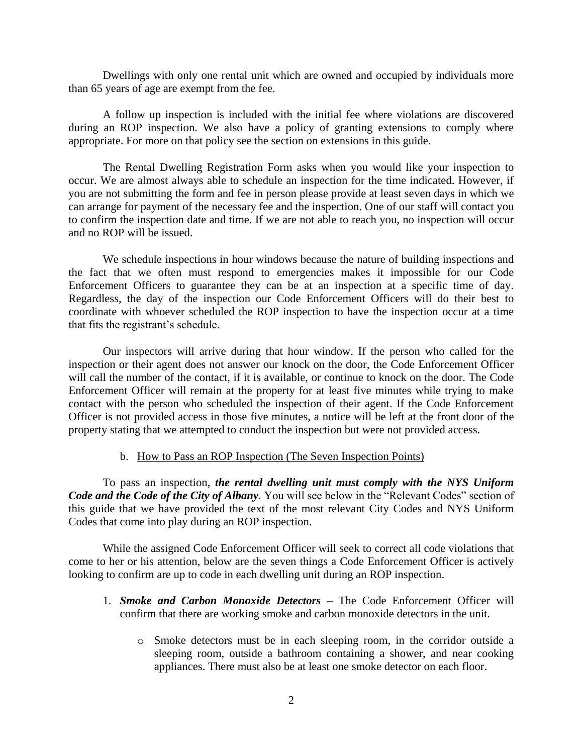Dwellings with only one rental unit which are owned and occupied by individuals more than 65 years of age are exempt from the fee.

A follow up inspection is included with the initial fee where violations are discovered during an ROP inspection. We also have a policy of granting extensions to comply where appropriate. For more on that policy see the section on extensions in this guide.

The Rental Dwelling Registration Form asks when you would like your inspection to occur. We are almost always able to schedule an inspection for the time indicated. However, if you are not submitting the form and fee in person please provide at least seven days in which we can arrange for payment of the necessary fee and the inspection. One of our staff will contact you to confirm the inspection date and time. If we are not able to reach you, no inspection will occur and no ROP will be issued.

We schedule inspections in hour windows because the nature of building inspections and the fact that we often must respond to emergencies makes it impossible for our Code Enforcement Officers to guarantee they can be at an inspection at a specific time of day. Regardless, the day of the inspection our Code Enforcement Officers will do their best to coordinate with whoever scheduled the ROP inspection to have the inspection occur at a time that fits the registrant's schedule.

Our inspectors will arrive during that hour window. If the person who called for the inspection or their agent does not answer our knock on the door, the Code Enforcement Officer will call the number of the contact, if it is available, or continue to knock on the door. The Code Enforcement Officer will remain at the property for at least five minutes while trying to make contact with the person who scheduled the inspection of their agent. If the Code Enforcement Officer is not provided access in those five minutes, a notice will be left at the front door of the property stating that we attempted to conduct the inspection but were not provided access.

### b. How to Pass an ROP Inspection (The Seven Inspection Points)

To pass an inspection, ***the rental dwelling unit must comply with the NYS Uniform Code and the Code of the City of Albany***. You will see below in the "Relevant Codes" section of this guide that we have provided the text of the most relevant City Codes and NYS Uniform Codes that come into play during an ROP inspection.

While the assigned Code Enforcement Officer will seek to correct all code violations that come to her or his attention, below are the seven things a Code Enforcement Officer is actively looking to confirm are up to code in each dwelling unit during an ROP inspection.

1. ***Smoke and Carbon Monoxide Detectors*** – The Code Enforcement Officer will confirm that there are working smoke and carbon monoxide detectors in the unit.
    - Smoke detectors must be in each sleeping room, in the corridor outside a sleeping room, outside a bathroom containing a shower, and near cooking appliances. There must also be at least one smoke detector on each floor.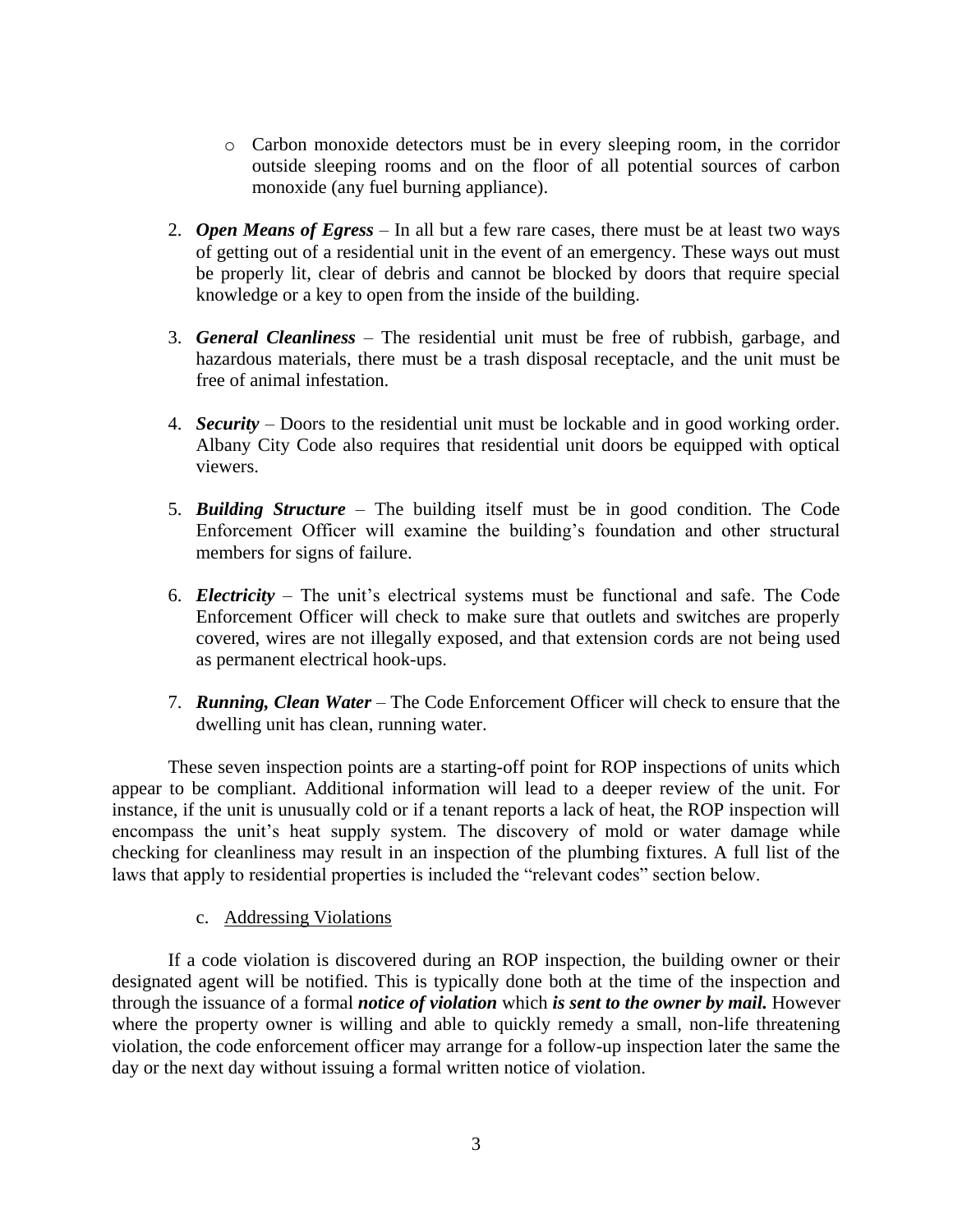- Carbon monoxide detectors must be in every sleeping room, in the corridor outside sleeping rooms and on the floor of all potential sources of carbon monoxide (any fuel burning appliance).

2. ***Open Means of Egress*** – In all but a few rare cases, there must be at least two ways of getting out of a residential unit in the event of an emergency. These ways out must be properly lit, clear of debris and cannot be blocked by doors that require special knowledge or a key to open from the inside of the building.

3. ***General Cleanliness*** – The residential unit must be free of rubbish, garbage, and hazardous materials, there must be a trash disposal receptacle, and the unit must be free of animal infestation.

4. ***Security*** – Doors to the residential unit must be lockable and in good working order. Albany City Code also requires that residential unit doors be equipped with optical viewers.

5. ***Building Structure*** – The building itself must be in good condition. The Code Enforcement Officer will examine the building's foundation and other structural members for signs of failure.

6. ***Electricity*** – The unit's electrical systems must be functional and safe. The Code Enforcement Officer will check to make sure that outlets and switches are properly covered, wires are not illegally exposed, and that extension cords are not being used as permanent electrical hook-ups.

7. ***Running, Clean Water*** – The Code Enforcement Officer will check to ensure that the dwelling unit has clean, running water.

These seven inspection points are a starting-off point for ROP inspections of units which appear to be compliant. Additional information will lead to a deeper review of the unit. For instance, if the unit is unusually cold or if a tenant reports a lack of heat, the ROP inspection will encompass the unit's heat supply system. The discovery of mold or water damage while checking for cleanliness may result in an inspection of the plumbing fixtures. A full list of the laws that apply to residential properties is included the "relevant codes" section below.

c. <u>Addressing Violations</u>

If a code violation is discovered during an ROP inspection, the building owner or their designated agent will be notified. This is typically done both at the time of the inspection and through the issuance of a formal ***notice of violation*** which ***is sent to the owner by mail.*** However where the property owner is willing and able to quickly remedy a small, non-life threatening violation, the code enforcement officer may arrange for a follow-up inspection later the same the day or the next day without issuing a formal written notice of violation.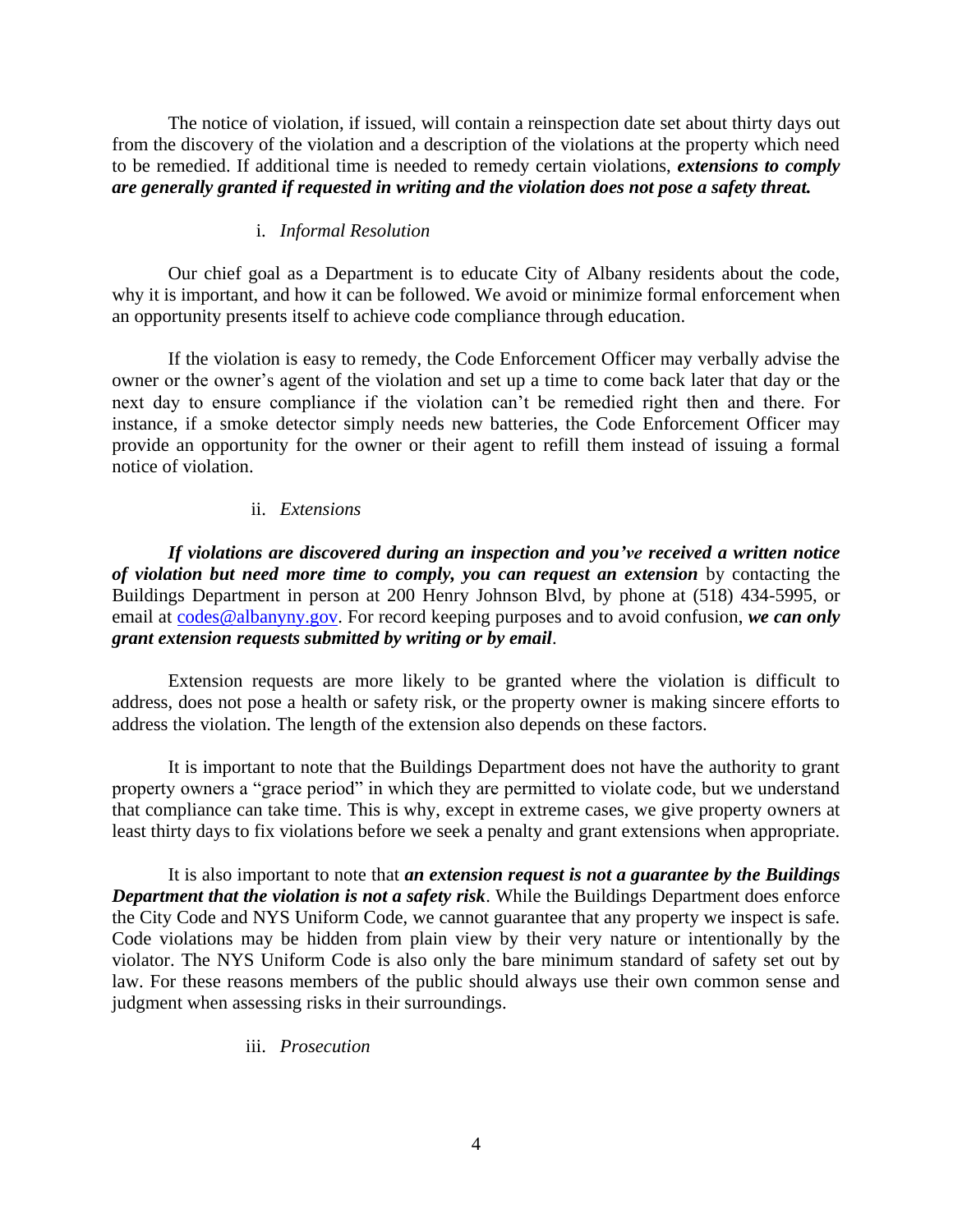The notice of violation, if issued, will contain a reinspection date set about thirty days out from the discovery of the violation and a description of the violations at the property which need to be remedied. If additional time is needed to remedy certain violations, ***extensions to comply are generally granted if requested in writing and the violation does not pose a safety threat.***

### i. *Informal Resolution*

Our chief goal as a Department is to educate City of Albany residents about the code, why it is important, and how it can be followed. We avoid or minimize formal enforcement when an opportunity presents itself to achieve code compliance through education.

If the violation is easy to remedy, the Code Enforcement Officer may verbally advise the owner or the owner's agent of the violation and set up a time to come back later that day or the next day to ensure compliance if the violation can't be remedied right then and there. For instance, if a smoke detector simply needs new batteries, the Code Enforcement Officer may provide an opportunity for the owner or their agent to refill them instead of issuing a formal notice of violation.

### ii. *Extensions*

***If violations are discovered during an inspection and you've received a written notice of violation but need more time to comply, you can request an extension*** by contacting the Buildings Department in person at 200 Henry Johnson Blvd, by phone at (518) 434-5995, or email at [codes@albanyny.gov](mailto:codes@albanyny.gov). For record keeping purposes and to avoid confusion, ***we can only grant extension requests submitted by writing or by email***.

Extension requests are more likely to be granted where the violation is difficult to address, does not pose a health or safety risk, or the property owner is making sincere efforts to address the violation. The length of the extension also depends on these factors.

It is important to note that the Buildings Department does not have the authority to grant property owners a "grace period" in which they are permitted to violate code, but we understand that compliance can take time. This is why, except in extreme cases, we give property owners at least thirty days to fix violations before we seek a penalty and grant extensions when appropriate.

It is also important to note that ***an extension request is not a guarantee by the Buildings Department that the violation is not a safety risk***. While the Buildings Department does enforce the City Code and NYS Uniform Code, we cannot guarantee that any property we inspect is safe. Code violations may be hidden from plain view by their very nature or intentionally by the violator. The NYS Uniform Code is also only the bare minimum standard of safety set out by law. For these reasons members of the public should always use their own common sense and judgment when assessing risks in their surroundings.

### iii. *Prosecution*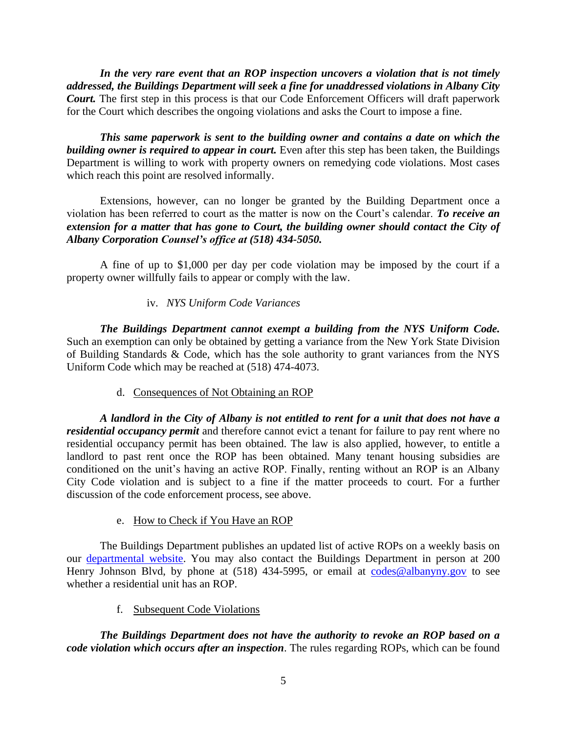***In the very rare event that an ROP inspection uncovers a violation that is not timely addressed, the Buildings Department will seek a fine for unaddressed violations in Albany City Court.*** The first step in this process is that our Code Enforcement Officers will draft paperwork for the Court which describes the ongoing violations and asks the Court to impose a fine.

***This same paperwork is sent to the building owner and contains a date on which the building owner is required to appear in court.*** Even after this step has been taken, the Buildings Department is willing to work with property owners on remedying code violations. Most cases which reach this point are resolved informally.

Extensions, however, can no longer be granted by the Building Department once a violation has been referred to court as the matter is now on the Court's calendar. ***To receive an extension for a matter that has gone to Court, the building owner should contact the City of Albany Corporation Counsel's office at (518) 434-5050.***

A fine of up to $1,000 per day per code violation may be imposed by the court if a property owner willfully fails to appear or comply with the law.

#### iv. *NYS Uniform Code Variances*

***The Buildings Department cannot exempt a building from the NYS Uniform Code.*** Such an exemption can only be obtained by getting a variance from the New York State Division of Building Standards & Code, which has the sole authority to grant variances from the NYS Uniform Code which may be reached at (518) 474-4073.

### d. Consequences of Not Obtaining an ROP

***A landlord in the City of Albany is not entitled to rent for a unit that does not have a residential occupancy permit*** and therefore cannot evict a tenant for failure to pay rent where no residential occupancy permit has been obtained. The law is also applied, however, to entitle a landlord to past rent once the ROP has been obtained. Many tenant housing subsidies are conditioned on the unit's having an active ROP. Finally, renting without an ROP is an Albany City Code violation and is subject to a fine if the matter proceeds to court. For a further discussion of the code enforcement process, see above.

### e. How to Check if You Have an ROP

The Buildings Department publishes an updated list of active ROPs on a weekly basis on our departmental website. You may also contact the Buildings Department in person at 200 Henry Johnson Blvd, by phone at (518) 434-5995, or email at codes@albanyny.gov to see whether a residential unit has an ROP.

### f. Subsequent Code Violations

***The Buildings Department does not have the authority to revoke an ROP based on a code violation which occurs after an inspection***. The rules regarding ROPs, which can be found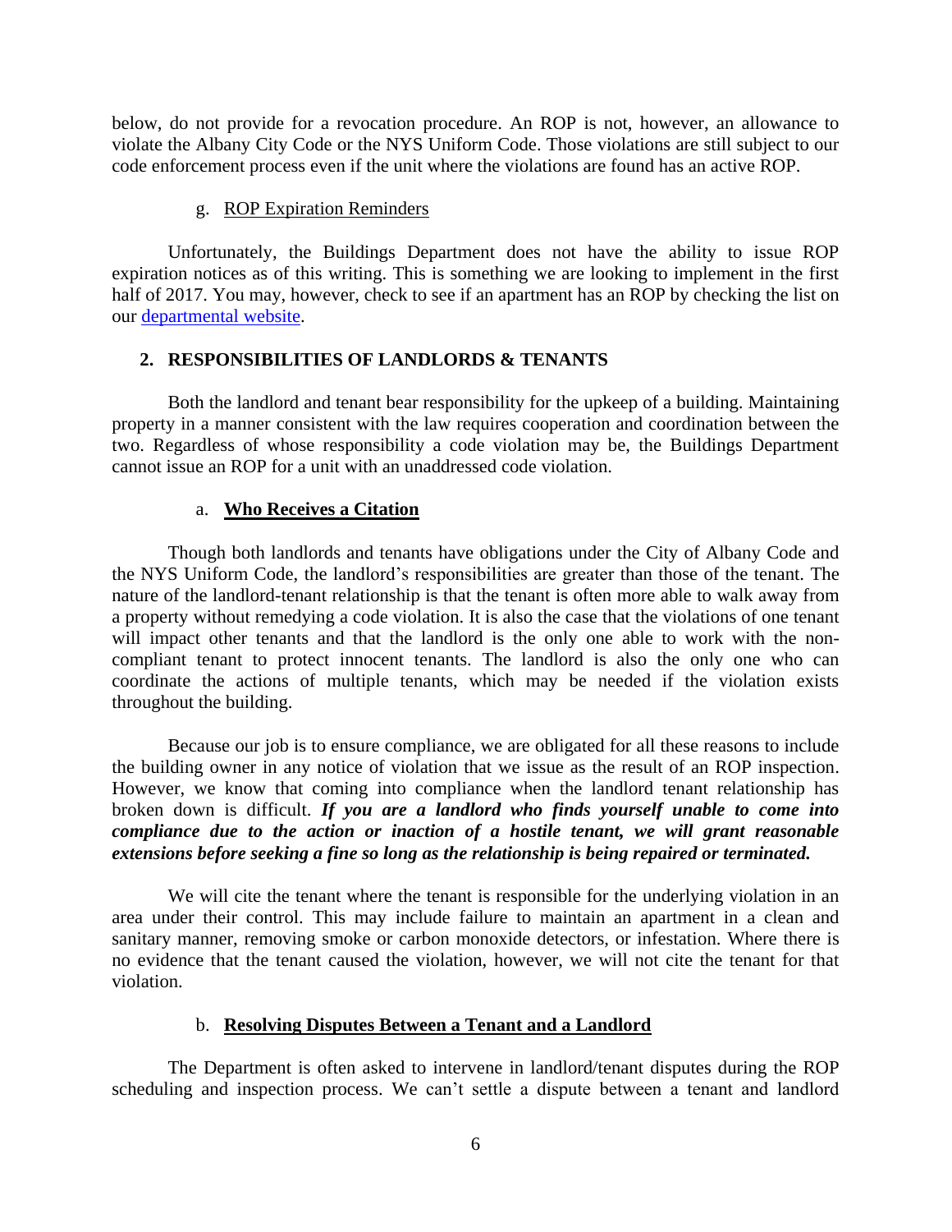below, do not provide for a revocation procedure. An ROP is not, however, an allowance to violate the Albany City Code or the NYS Uniform Code. Those violations are still subject to our code enforcement process even if the unit where the violations are found has an active ROP.

#### g. ROP Expiration Reminders

Unfortunately, the Buildings Department does not have the ability to issue ROP expiration notices as of this writing. This is something we are looking to implement in the first half of 2017. You may, however, check to see if an apartment has an ROP by checking the list on our [departmental website](departmental website).

## 2. RESPONSIBILITIES OF LANDLORDS & TENANTS

Both the landlord and tenant bear responsibility for the upkeep of a building. Maintaining property in a manner consistent with the law requires cooperation and coordination between the two. Regardless of whose responsibility a code violation may be, the Buildings Department cannot issue an ROP for a unit with an unaddressed code violation.

### a. Who Receives a Citation

Though both landlords and tenants have obligations under the City of Albany Code and the NYS Uniform Code, the landlord's responsibilities are greater than those of the tenant. The nature of the landlord-tenant relationship is that the tenant is often more able to walk away from a property without remedying a code violation. It is also the case that the violations of one tenant will impact other tenants and that the landlord is the only one able to work with the non-compliant tenant to protect innocent tenants. The landlord is also the only one who can coordinate the actions of multiple tenants, which may be needed if the violation exists throughout the building.

Because our job is to ensure compliance, we are obligated for all these reasons to include the building owner in any notice of violation that we issue as the result of an ROP inspection. However, we know that coming into compliance when the landlord tenant relationship has broken down is difficult. ***If you are a landlord who finds yourself unable to come into compliance due to the action or inaction of a hostile tenant, we will grant reasonable extensions before seeking a fine so long as the relationship is being repaired or terminated.***

We will cite the tenant where the tenant is responsible for the underlying violation in an area under their control. This may include failure to maintain an apartment in a clean and sanitary manner, removing smoke or carbon monoxide detectors, or infestation. Where there is no evidence that the tenant caused the violation, however, we will not cite the tenant for that violation.

### b. Resolving Disputes Between a Tenant and a Landlord

The Department is often asked to intervene in landlord/tenant disputes during the ROP scheduling and inspection process. We can't settle a dispute between a tenant and landlord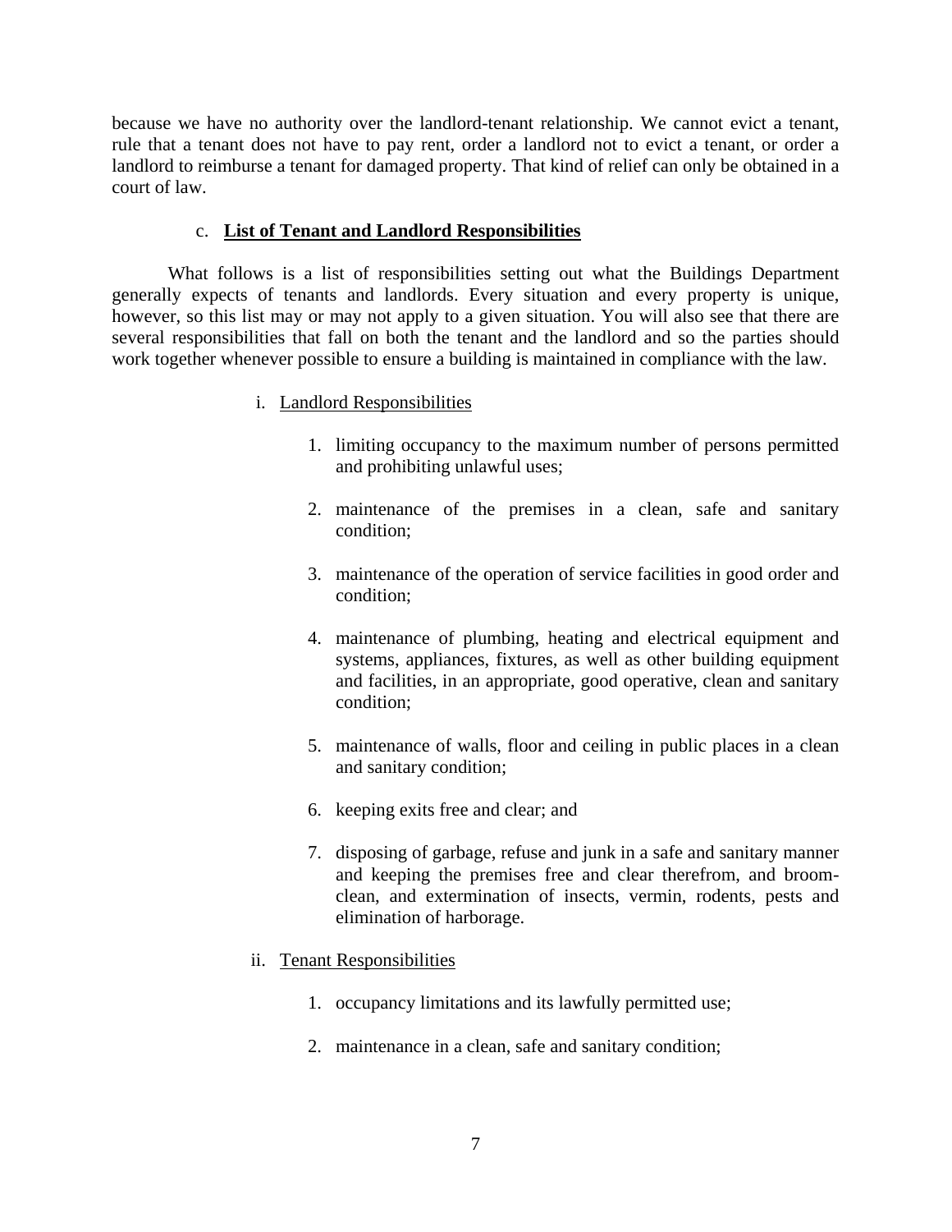because we have no authority over the landlord-tenant relationship. We cannot evict a tenant, rule that a tenant does not have to pay rent, order a landlord not to evict a tenant, or order a landlord to reimburse a tenant for damaged property. That kind of relief can only be obtained in a court of law.

### c. **List of Tenant and Landlord Responsibilities**

What follows is a list of responsibilities setting out what the Buildings Department generally expects of tenants and landlords. Every situation and every property is unique, however, so this list may or may not apply to a given situation. You will also see that there are several responsibilities that fall on both the tenant and the landlord and so the parties should work together whenever possible to ensure a building is maintained in compliance with the law.

#### i. Landlord Responsibilities

1. limiting occupancy to the maximum number of persons permitted and prohibiting unlawful uses;
2. maintenance of the premises in a clean, safe and sanitary condition;
3. maintenance of the operation of service facilities in good order and condition;
4. maintenance of plumbing, heating and electrical equipment and systems, appliances, fixtures, as well as other building equipment and facilities, in an appropriate, good operative, clean and sanitary condition;
5. maintenance of walls, floor and ceiling in public places in a clean and sanitary condition;
6. keeping exits free and clear; and
7. disposing of garbage, refuse and junk in a safe and sanitary manner and keeping the premises free and clear therefrom, and broom-clean, and extermination of insects, vermin, rodents, pests and elimination of harborage.

#### ii. Tenant Responsibilities

1. occupancy limitations and its lawfully permitted use;
2. maintenance in a clean, safe and sanitary condition;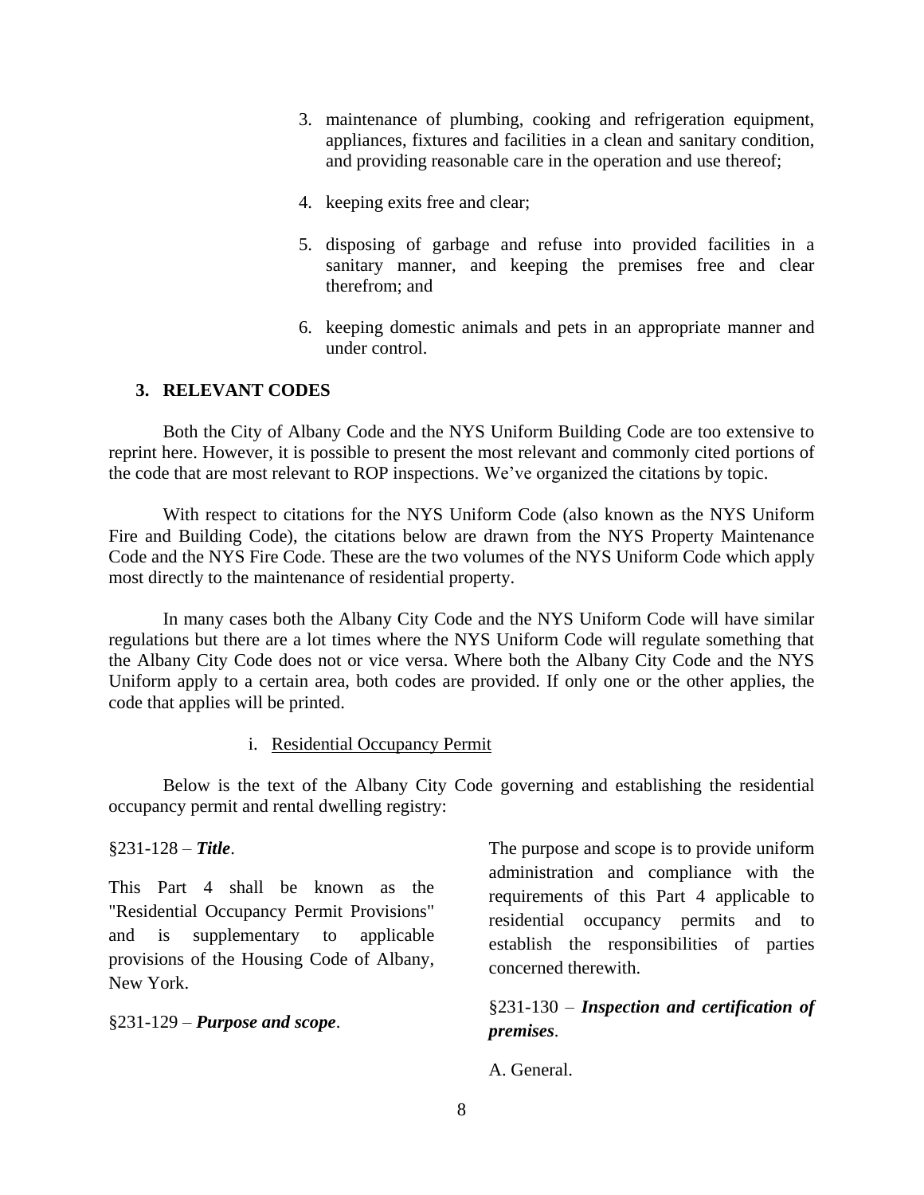3. maintenance of plumbing, cooking and refrigeration equipment, appliances, fixtures and facilities in a clean and sanitary condition, and providing reasonable care in the operation and use thereof;

4. keeping exits free and clear;

5. disposing of garbage and refuse into provided facilities in a sanitary manner, and keeping the premises free and clear therefrom; and

6. keeping domestic animals and pets in an appropriate manner and under control.

## 3. RELEVANT CODES

Both the City of Albany Code and the NYS Uniform Building Code are too extensive to reprint here. However, it is possible to present the most relevant and commonly cited portions of the code that are most relevant to ROP inspections. We've organized the citations by topic.

With respect to citations for the NYS Uniform Code (also known as the NYS Uniform Fire and Building Code), the citations below are drawn from the NYS Property Maintenance Code and the NYS Fire Code. These are the two volumes of the NYS Uniform Code which apply most directly to the maintenance of residential property.

In many cases both the Albany City Code and the NYS Uniform Code will have similar regulations but there are a lot times where the NYS Uniform Code will regulate something that the Albany City Code does not or vice versa. Where both the Albany City Code and the NYS Uniform apply to a certain area, both codes are provided. If only one or the other applies, the code that applies will be printed.

### i. Residential Occupancy Permit

Below is the text of the Albany City Code governing and establishing the residential occupancy permit and rental dwelling registry:

§231-128 – ***Title***.

This Part 4 shall be known as the "Residential Occupancy Permit Provisions" and is supplementary to applicable provisions of the Housing Code of Albany, New York.

§231-129 – ***Purpose and scope***.

The purpose and scope is to provide uniform administration and compliance with the requirements of this Part 4 applicable to residential occupancy permits and to establish the responsibilities of parties concerned therewith.

§231-130 – ***Inspection and certification of premises***.

A. General.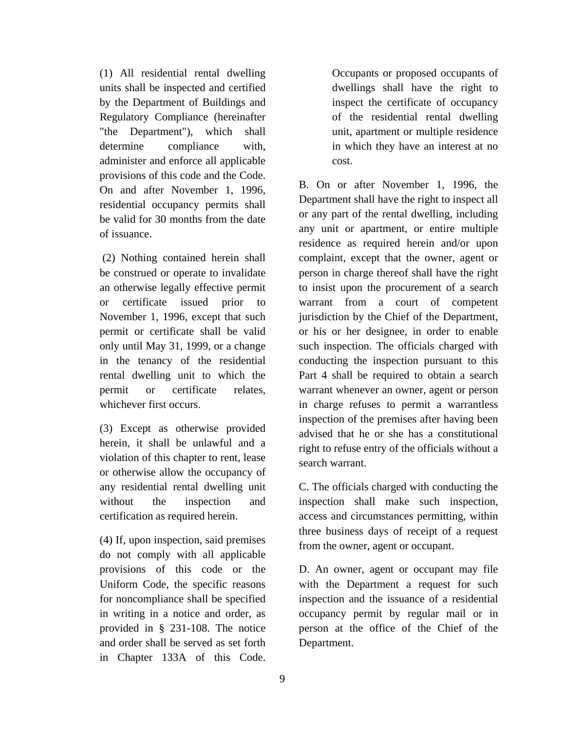(1) All residential rental dwelling units shall be inspected and certified by the Department of Buildings and Regulatory Compliance (hereinafter "the Department"), which shall determine compliance with, administer and enforce all applicable provisions of this code and the Code. On and after November 1, 1996, residential occupancy permits shall be valid for 30 months from the date of issuance.

(2) Nothing contained herein shall be construed or operate to invalidate an otherwise legally effective permit or certificate issued prior to November 1, 1996, except that such permit or certificate shall be valid only until May 31, 1999, or a change in the tenancy of the residential rental dwelling unit to which the permit or certificate relates, whichever first occurs.

(3) Except as otherwise provided herein, it shall be unlawful and a violation of this chapter to rent, lease or otherwise allow the occupancy of any residential rental dwelling unit without the inspection and certification as required herein.

(4) If, upon inspection, said premises do not comply with all applicable provisions of this code or the Uniform Code, the specific reasons for noncompliance shall be specified in writing in a notice and order, as provided in § 231-108. The notice and order shall be served as set forth in Chapter 133A of this Code. Occupants or proposed occupants of dwellings shall have the right to inspect the certificate of occupancy of the residential rental dwelling unit, apartment or multiple residence in which they have an interest at no cost.

B. On or after November 1, 1996, the Department shall have the right to inspect all or any part of the rental dwelling, including any unit or apartment, or entire multiple residence as required herein and/or upon complaint, except that the owner, agent or person in charge thereof shall have the right to insist upon the procurement of a search warrant from a court of competent jurisdiction by the Chief of the Department, or his or her designee, in order to enable such inspection. The officials charged with conducting the inspection pursuant to this Part 4 shall be required to obtain a search warrant whenever an owner, agent or person in charge refuses to permit a warrantless inspection of the premises after having been advised that he or she has a constitutional right to refuse entry of the officials without a search warrant.

C. The officials charged with conducting the inspection shall make such inspection, access and circumstances permitting, within three business days of receipt of a request from the owner, agent or occupant.

D. An owner, agent or occupant may file with the Department a request for such inspection and the issuance of a residential occupancy permit by regular mail or in person at the office of the Chief of the Department.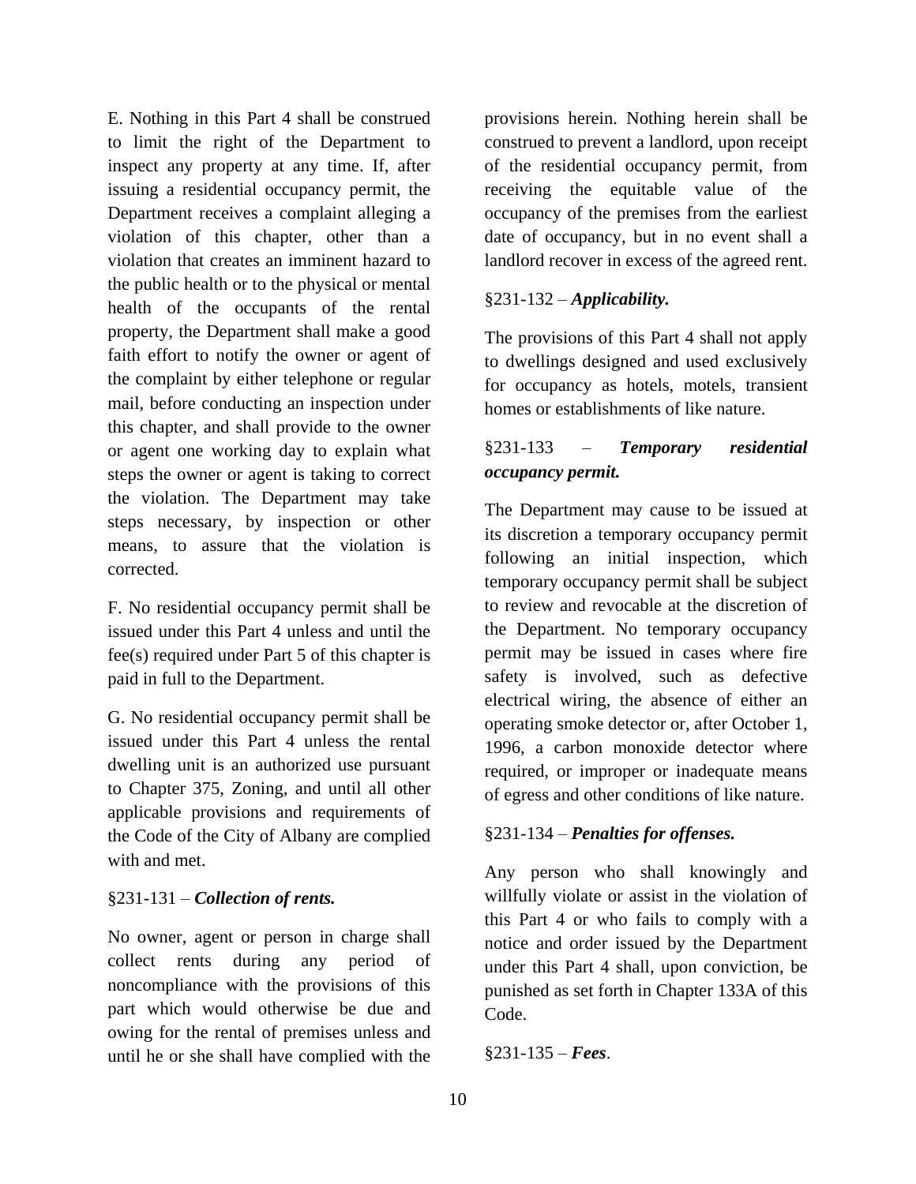E. Nothing in this Part 4 shall be construed to limit the right of the Department to inspect any property at any time. If, after issuing a residential occupancy permit, the Department receives a complaint alleging a violation of this chapter, other than a violation that creates an imminent hazard to the public health or to the physical or mental health of the occupants of the rental property, the Department shall make a good faith effort to notify the owner or agent of the complaint by either telephone or regular mail, before conducting an inspection under this chapter, and shall provide to the owner or agent one working day to explain what steps the owner or agent is taking to correct the violation. The Department may take steps necessary, by inspection or other means, to assure that the violation is corrected.

F. No residential occupancy permit shall be issued under this Part 4 unless and until the fee(s) required under Part 5 of this chapter is paid in full to the Department.

G. No residential occupancy permit shall be issued under this Part 4 unless the rental dwelling unit is an authorized use pursuant to Chapter 375, Zoning, and until all other applicable provisions and requirements of the Code of the City of Albany are complied with and met.

§231-131 – ***Collection of rents.***

No owner, agent or person in charge shall collect rents during any period of noncompliance with the provisions of this part which would otherwise be due and owing for the rental of premises unless and until he or she shall have complied with the provisions herein. Nothing herein shall be construed to prevent a landlord, upon receipt of the residential occupancy permit, from receiving the equitable value of the occupancy of the premises from the earliest date of occupancy, but in no event shall a landlord recover in excess of the agreed rent.

§231-132 – ***Applicability.***

The provisions of this Part 4 shall not apply to dwellings designed and used exclusively for occupancy as hotels, motels, transient homes or establishments of like nature.

§231-133 – ***Temporary residential occupancy permit.***

The Department may cause to be issued at its discretion a temporary occupancy permit following an initial inspection, which temporary occupancy permit shall be subject to review and revocable at the discretion of the Department. No temporary occupancy permit may be issued in cases where fire safety is involved, such as defective electrical wiring, the absence of either an operating smoke detector or, after October 1, 1996, a carbon monoxide detector where required, or improper or inadequate means of egress and other conditions of like nature.

§231-134 – ***Penalties for offenses.***

Any person who shall knowingly and willfully violate or assist in the violation of this Part 4 or who fails to comply with a notice and order issued by the Department under this Part 4 shall, upon conviction, be punished as set forth in Chapter 133A of this Code.

§231-135 – ***Fees***.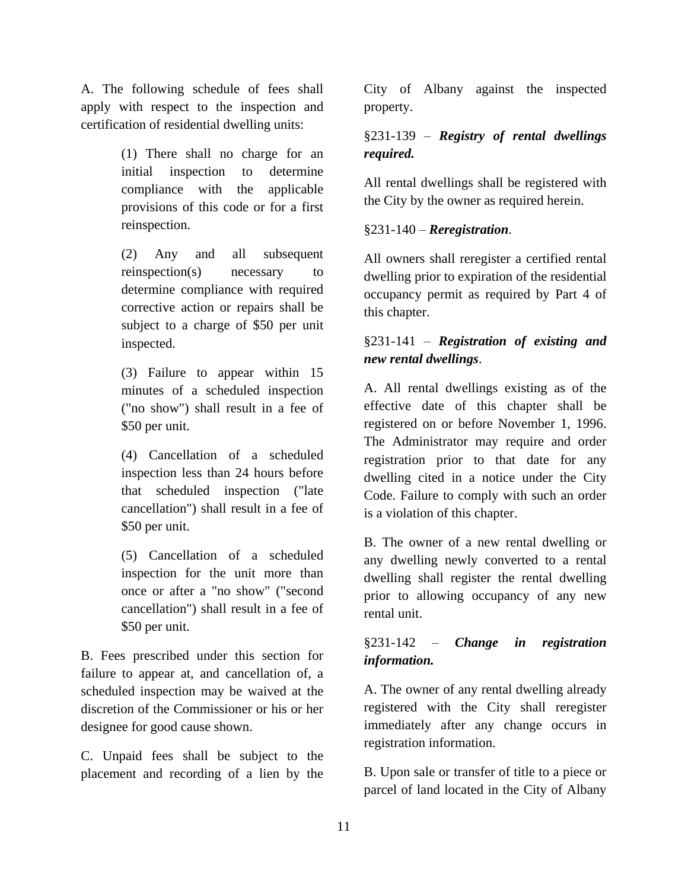A. The following schedule of fees shall apply with respect to the inspection and certification of residential dwelling units:

> (1) There shall no charge for an initial inspection to determine compliance with the applicable provisions of this code or for a first reinspection.
>
> (2) Any and all subsequent reinspection(s) necessary to determine compliance with required corrective action or repairs shall be subject to a charge of $50 per unit inspected.
>
> (3) Failure to appear within 15 minutes of a scheduled inspection ("no show") shall result in a fee of $50 per unit.
>
> (4) Cancellation of a scheduled inspection less than 24 hours before that scheduled inspection ("late cancellation") shall result in a fee of $50 per unit.
>
> (5) Cancellation of a scheduled inspection for the unit more than once or after a "no show" ("second cancellation") shall result in a fee of $50 per unit.

B. Fees prescribed under this section for failure to appear at, and cancellation of, a scheduled inspection may be waived at the discretion of the Commissioner or his or her designee for good cause shown.

C. Unpaid fees shall be subject to the placement and recording of a lien by the City of Albany against the inspected property.

§231-139 – ***Registry of rental dwellings required.***

All rental dwellings shall be registered with the City by the owner as required herein.

§231-140 – ***Reregistration***.

All owners shall reregister a certified rental dwelling prior to expiration of the residential occupancy permit as required by Part 4 of this chapter.

§231-141 – ***Registration of existing and new rental dwellings***.

A. All rental dwellings existing as of the effective date of this chapter shall be registered on or before November 1, 1996. The Administrator may require and order registration prior to that date for any dwelling cited in a notice under the City Code. Failure to comply with such an order is a violation of this chapter.

B. The owner of a new rental dwelling or any dwelling newly converted to a rental dwelling shall register the rental dwelling prior to allowing occupancy of any new rental unit.

§231-142 – ***Change in registration information.***

A. The owner of any rental dwelling already registered with the City shall reregister immediately after any change occurs in registration information.

B. Upon sale or transfer of title to a piece or parcel of land located in the City of Albany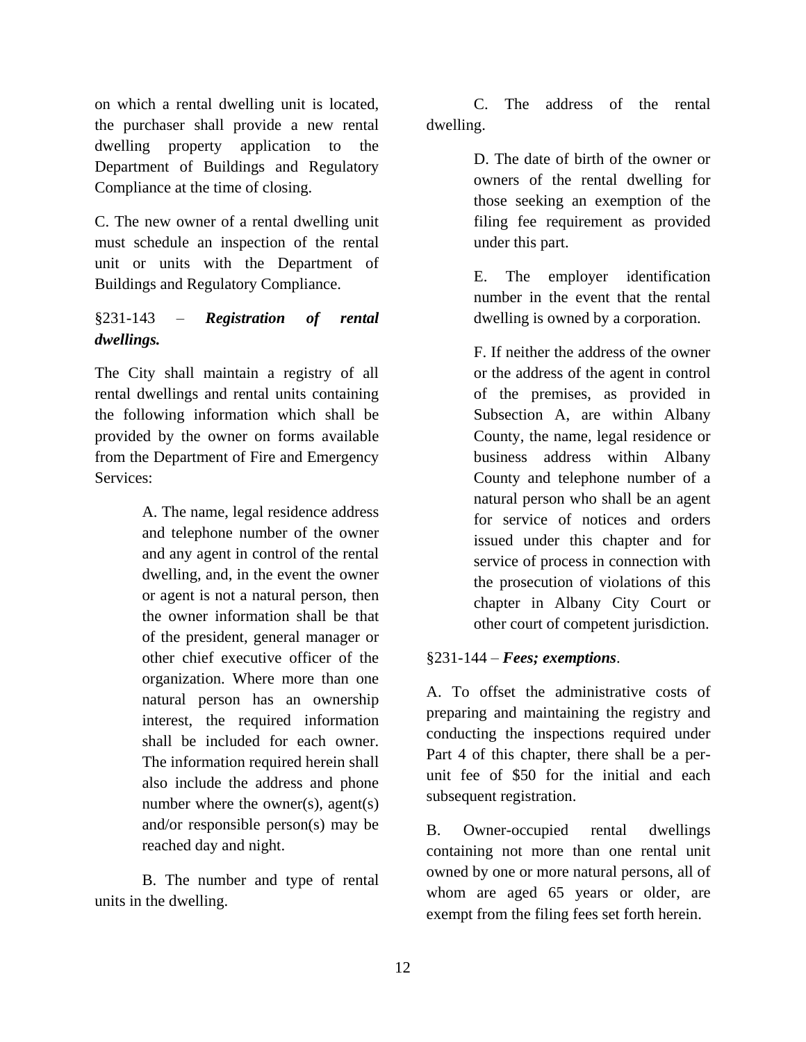on which a rental dwelling unit is located, the purchaser shall provide a new rental dwelling property application to the Department of Buildings and Regulatory Compliance at the time of closing.

C. The new owner of a rental dwelling unit must schedule an inspection of the rental unit or units with the Department of Buildings and Regulatory Compliance.

§231-143 – ***Registration of rental dwellings.***

The City shall maintain a registry of all rental dwellings and rental units containing the following information which shall be provided by the owner on forms available from the Department of Fire and Emergency Services:

A. The name, legal residence address and telephone number of the owner and any agent in control of the rental dwelling, and, in the event the owner or agent is not a natural person, then the owner information shall be that of the president, general manager or other chief executive officer of the organization. Where more than one natural person has an ownership interest, the required information shall be included for each owner. The information required herein shall also include the address and phone number where the owner(s), agent(s) and/or responsible person(s) may be reached day and night.

B. The number and type of rental units in the dwelling.

C. The address of the rental dwelling.

D. The date of birth of the owner or owners of the rental dwelling for those seeking an exemption of the filing fee requirement as provided under this part.

E. The employer identification number in the event that the rental dwelling is owned by a corporation.

F. If neither the address of the owner or the address of the agent in control of the premises, as provided in Subsection A, are within Albany County, the name, legal residence or business address within Albany County and telephone number of a natural person who shall be an agent for service of notices and orders issued under this chapter and for service of process in connection with the prosecution of violations of this chapter in Albany City Court or other court of competent jurisdiction.

§231-144 – ***Fees; exemptions***.

A. To offset the administrative costs of preparing and maintaining the registry and conducting the inspections required under Part 4 of this chapter, there shall be a per-unit fee of $50 for the initial and each subsequent registration.

B. Owner-occupied rental dwellings containing not more than one rental unit owned by one or more natural persons, all of whom are aged 65 years or older, are exempt from the filing fees set forth herein.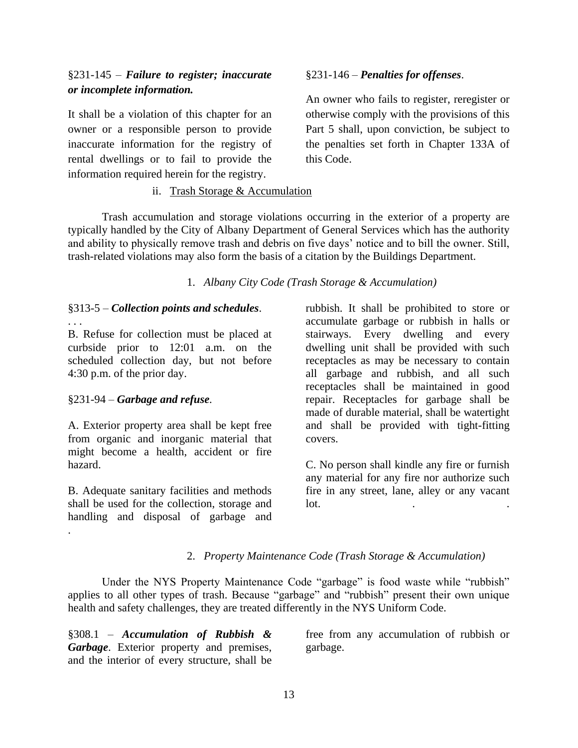§231-145 – ***Failure to register; inaccurate or incomplete information.***

It shall be a violation of this chapter for an owner or a responsible person to provide inaccurate information for the registry of rental dwellings or to fail to provide the information required herein for the registry.

§231-146 – ***Penalties for offenses***.

An owner who fails to register, reregister or otherwise comply with the provisions of this Part 5 shall, upon conviction, be subject to the penalties set forth in Chapter 133A of this Code.

ii. Trash Storage & Accumulation

Trash accumulation and storage violations occurring in the exterior of a property are typically handled by the City of Albany Department of General Services which has the authority and ability to physically remove trash and debris on five days' notice and to bill the owner. Still, trash-related violations may also form the basis of a citation by the Buildings Department.

1. *Albany City Code (Trash Storage & Accumulation)*

§313-5 – ***Collection points and schedules***.

. . .

B. Refuse for collection must be placed at curbside prior to 12:01 a.m. on the scheduled collection day, but not before 4:30 p.m. of the prior day.

§231-94 – ***Garbage and refuse***.

A. Exterior property area shall be kept free from organic and inorganic material that might become a health, accident or fire hazard.

B. Adequate sanitary facilities and methods shall be used for the collection, storage and handling and disposal of garbage and rubbish. It shall be prohibited to store or accumulate garbage or rubbish in halls or stairways. Every dwelling and every dwelling unit shall be provided with such receptacles as may be necessary to contain all garbage and rubbish, and all such receptacles shall be maintained in good repair. Receptacles for garbage shall be made of durable material, shall be watertight and shall be provided with tight-fitting covers.

C. No person shall kindle any fire or furnish any material for any fire nor authorize such fire in any street, lane, alley or any vacant lot.

2. *Property Maintenance Code (Trash Storage & Accumulation)*

Under the NYS Property Maintenance Code "garbage" is food waste while "rubbish" applies to all other types of trash. Because "garbage" and "rubbish" present their own unique health and safety challenges, they are treated differently in the NYS Uniform Code.

§308.1 – ***Accumulation of Rubbish & Garbage***. Exterior property and premises, and the interior of every structure, shall be free from any accumulation of rubbish or garbage.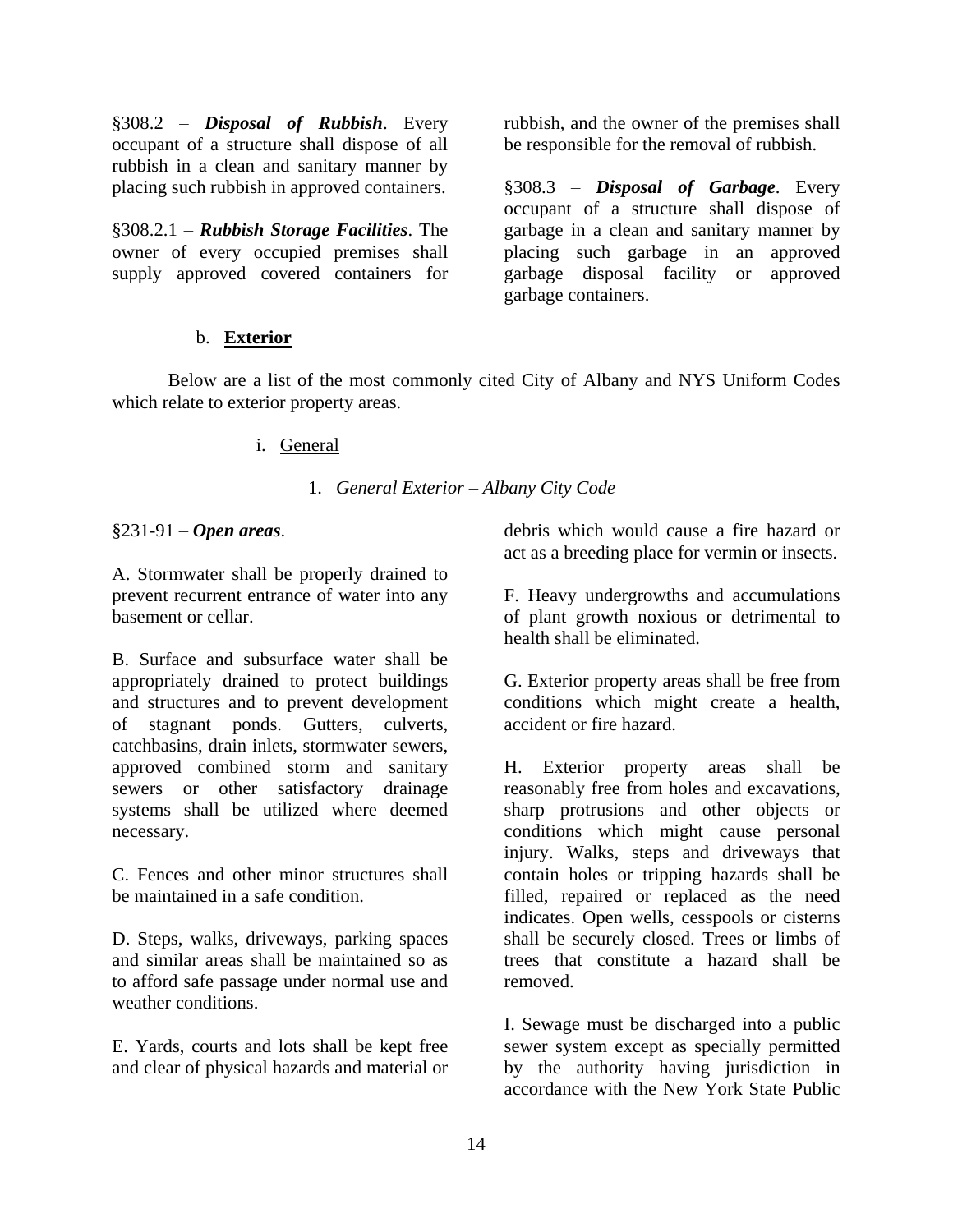§308.2 – ***Disposal of Rubbish***. Every occupant of a structure shall dispose of all rubbish in a clean and sanitary manner by placing such rubbish in approved containers.

§308.2.1 – ***Rubbish Storage Facilities***. The owner of every occupied premises shall supply approved covered containers for rubbish, and the owner of the premises shall be responsible for the removal of rubbish.

§308.3 – ***Disposal of Garbage***. Every occupant of a structure shall dispose of garbage in a clean and sanitary manner by placing such garbage in an approved garbage disposal facility or approved garbage containers.

b. **<u>Exterior</u>**

Below are a list of the most commonly cited City of Albany and NYS Uniform Codes which relate to exterior property areas.

i. <u>General</u>

1. *General Exterior – Albany City Code*

§231-91 – ***Open areas***.

A. Stormwater shall be properly drained to prevent recurrent entrance of water into any basement or cellar.

B. Surface and subsurface water shall be appropriately drained to protect buildings and structures and to prevent development of stagnant ponds. Gutters, culverts, catchbasins, drain inlets, stormwater sewers, approved combined storm and sanitary sewers or other satisfactory drainage systems shall be utilized where deemed necessary.

C. Fences and other minor structures shall be maintained in a safe condition.

D. Steps, walks, driveways, parking spaces and similar areas shall be maintained so as to afford safe passage under normal use and weather conditions.

E. Yards, courts and lots shall be kept free and clear of physical hazards and material or debris which would cause a fire hazard or act as a breeding place for vermin or insects.

F. Heavy undergrowths and accumulations of plant growth noxious or detrimental to health shall be eliminated.

G. Exterior property areas shall be free from conditions which might create a health, accident or fire hazard.

H. Exterior property areas shall be reasonably free from holes and excavations, sharp protrusions and other objects or conditions which might cause personal injury. Walks, steps and driveways that contain holes or tripping hazards shall be filled, repaired or replaced as the need indicates. Open wells, cesspools or cisterns shall be securely closed. Trees or limbs of trees that constitute a hazard shall be removed.

I. Sewage must be discharged into a public sewer system except as specially permitted by the authority having jurisdiction in accordance with the New York State Public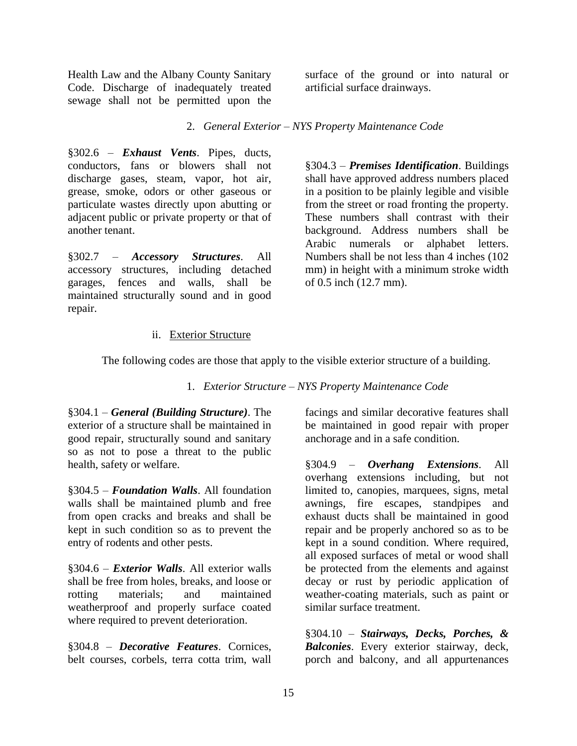Health Law and the Albany County Sanitary Code. Discharge of inadequately treated sewage shall not be permitted upon the surface of the ground or into natural or artificial surface drainways.

2. *General Exterior – NYS Property Maintenance Code*

§302.6 – ***Exhaust Vents***. Pipes, ducts, conductors, fans or blowers shall not discharge gases, steam, vapor, hot air, grease, smoke, odors or other gaseous or particulate wastes directly upon abutting or adjacent public or private property or that of another tenant.

§302.7 – ***Accessory Structures***. All accessory structures, including detached garages, fences and walls, shall be maintained structurally sound and in good repair.

§304.3 – ***Premises Identification***. Buildings shall have approved address numbers placed in a position to be plainly legible and visible from the street or road fronting the property. These numbers shall contrast with their background. Address numbers shall be Arabic numerals or alphabet letters. Numbers shall be not less than 4 inches (102 mm) in height with a minimum stroke width of 0.5 inch (12.7 mm).

ii. Exterior Structure

The following codes are those that apply to the visible exterior structure of a building.

1. *Exterior Structure – NYS Property Maintenance Code*

§304.1 – ***General (Building Structure)***. The exterior of a structure shall be maintained in good repair, structurally sound and sanitary so as not to pose a threat to the public health, safety or welfare.

§304.5 – ***Foundation Walls***. All foundation walls shall be maintained plumb and free from open cracks and breaks and shall be kept in such condition so as to prevent the entry of rodents and other pests.

§304.6 – ***Exterior Walls***. All exterior walls shall be free from holes, breaks, and loose or rotting materials; and maintained weatherproof and properly surface coated where required to prevent deterioration.

§304.8 – ***Decorative Features***. Cornices, belt courses, corbels, terra cotta trim, wall facings and similar decorative features shall be maintained in good repair with proper anchorage and in a safe condition.

§304.9 – ***Overhang Extensions***. All overhang extensions including, but not limited to, canopies, marquees, signs, metal awnings, fire escapes, standpipes and exhaust ducts shall be maintained in good repair and be properly anchored so as to be kept in a sound condition. Where required, all exposed surfaces of metal or wood shall be protected from the elements and against decay or rust by periodic application of weather-coating materials, such as paint or similar surface treatment.

§304.10 – ***Stairways, Decks, Porches, & Balconies***. Every exterior stairway, deck, porch and balcony, and all appurtenances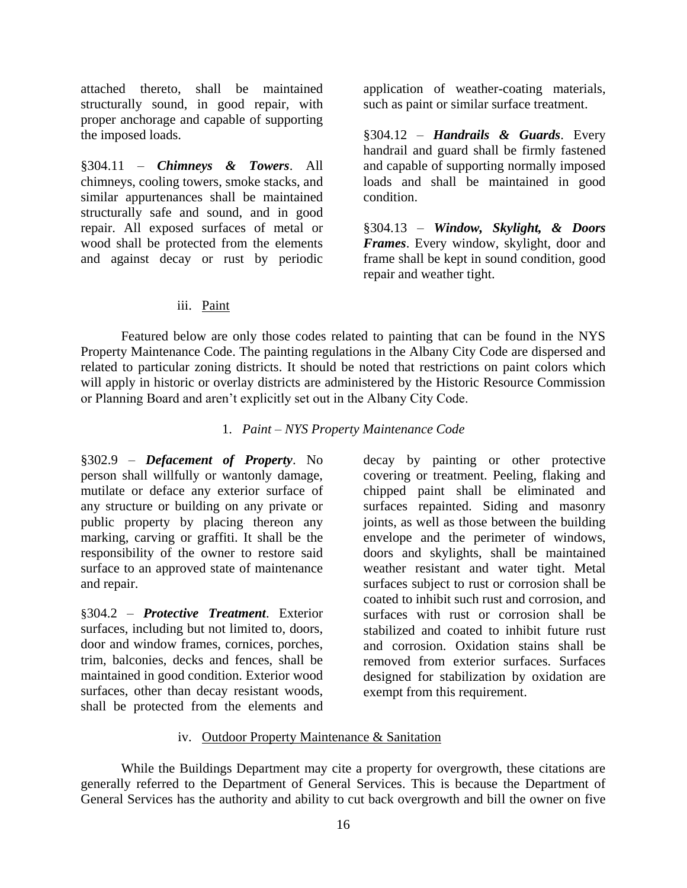attached thereto, shall be maintained structurally sound, in good repair, with proper anchorage and capable of supporting the imposed loads.

§304.11 – ***Chimneys & Towers***. All chimneys, cooling towers, smoke stacks, and similar appurtenances shall be maintained structurally safe and sound, and in good repair. All exposed surfaces of metal or wood shall be protected from the elements and against decay or rust by periodic application of weather-coating materials, such as paint or similar surface treatment.

§304.12 – ***Handrails & Guards***. Every handrail and guard shall be firmly fastened and capable of supporting normally imposed loads and shall be maintained in good condition.

§304.13 – ***Window, Skylight, & Doors Frames***. Every window, skylight, door and frame shall be kept in sound condition, good repair and weather tight.

### iii. Paint

Featured below are only those codes related to painting that can be found in the NYS Property Maintenance Code. The painting regulations in the Albany City Code are dispersed and related to particular zoning districts. It should be noted that restrictions on paint colors which will apply in historic or overlay districts are administered by the Historic Resource Commission or Planning Board and aren't explicitly set out in the Albany City Code.

#### 1. *Paint – NYS Property Maintenance Code*

§302.9 – ***Defacement of Property***. No person shall willfully or wantonly damage, mutilate or deface any exterior surface of any structure or building on any private or public property by placing thereon any marking, carving or graffiti. It shall be the responsibility of the owner to restore said surface to an approved state of maintenance and repair.

§304.2 – ***Protective Treatment***. Exterior surfaces, including but not limited to, doors, door and window frames, cornices, porches, trim, balconies, decks and fences, shall be maintained in good condition. Exterior wood surfaces, other than decay resistant woods, shall be protected from the elements and decay by painting or other protective covering or treatment. Peeling, flaking and chipped paint shall be eliminated and surfaces repainted. Siding and masonry joints, as well as those between the building envelope and the perimeter of windows, doors and skylights, shall be maintained weather resistant and water tight. Metal surfaces subject to rust or corrosion shall be coated to inhibit such rust and corrosion, and surfaces with rust or corrosion shall be stabilized and coated to inhibit future rust and corrosion. Oxidation stains shall be removed from exterior surfaces. Surfaces designed for stabilization by oxidation are exempt from this requirement.

### iv. Outdoor Property Maintenance & Sanitation

While the Buildings Department may cite a property for overgrowth, these citations are generally referred to the Department of General Services. This is because the Department of General Services has the authority and ability to cut back overgrowth and bill the owner on five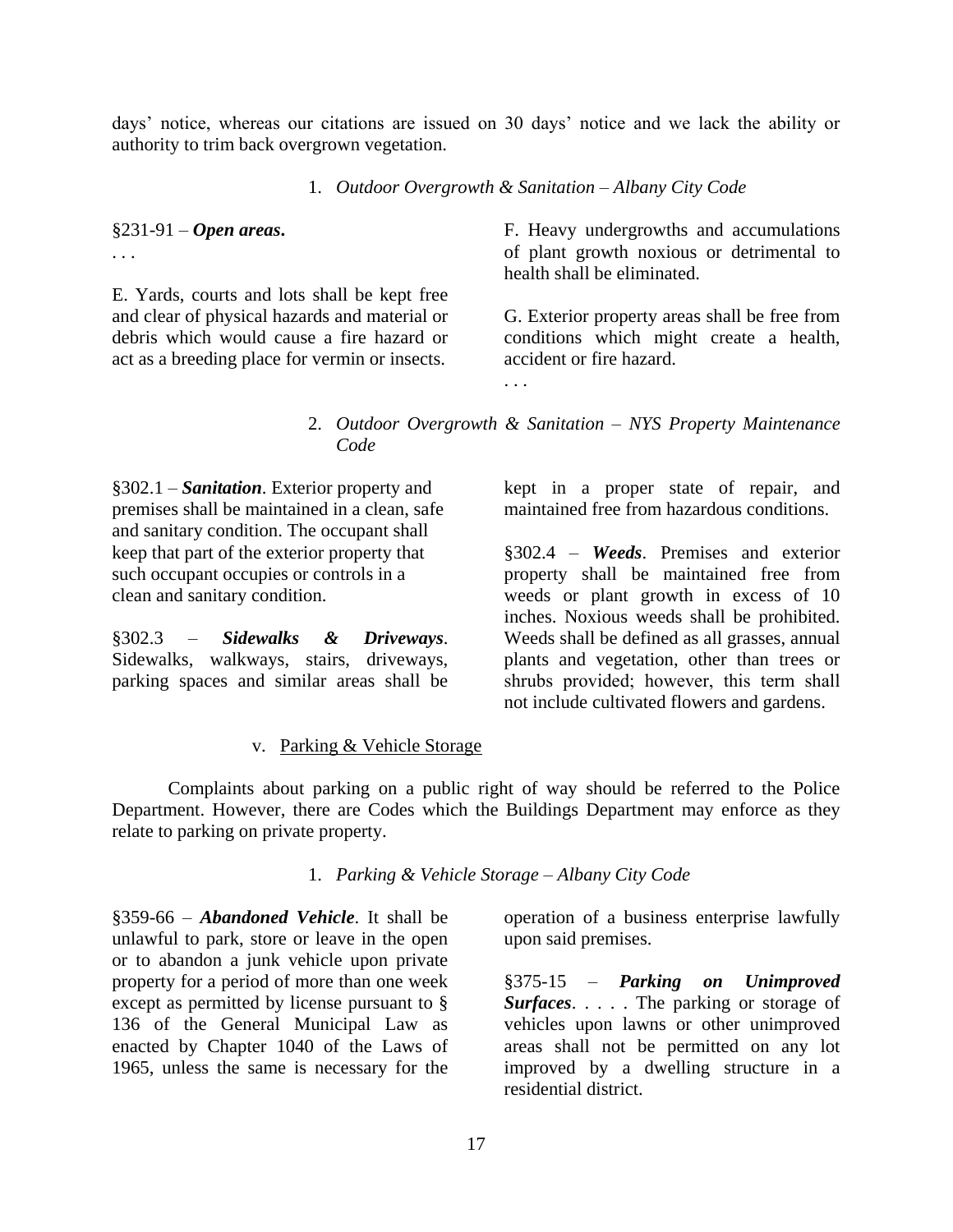days' notice, whereas our citations are issued on 30 days' notice and we lack the ability or authority to trim back overgrown vegetation.

1. *Outdoor Overgrowth & Sanitation – Albany City Code*

§231-91 – ***Open areas.***

. . .

E. Yards, courts and lots shall be kept free and clear of physical hazards and material or debris which would cause a fire hazard or act as a breeding place for vermin or insects.

F. Heavy undergrowths and accumulations of plant growth noxious or detrimental to health shall be eliminated.

G. Exterior property areas shall be free from conditions which might create a health, accident or fire hazard.

. . .

2. *Outdoor Overgrowth & Sanitation – NYS Property Maintenance Code*

§302.1 – ***Sanitation***. Exterior property and premises shall be maintained in a clean, safe and sanitary condition. The occupant shall keep that part of the exterior property that such occupant occupies or controls in a clean and sanitary condition.

§302.3 – ***Sidewalks & Driveways***. Sidewalks, walkways, stairs, driveways, parking spaces and similar areas shall be kept in a proper state of repair, and maintained free from hazardous conditions.

§302.4 – ***Weeds***. Premises and exterior property shall be maintained free from weeds or plant growth in excess of 10 inches. Noxious weeds shall be prohibited. Weeds shall be defined as all grasses, annual plants and vegetation, other than trees or shrubs provided; however, this term shall not include cultivated flowers and gardens.

v. <u>Parking & Vehicle Storage</u>

Complaints about parking on a public right of way should be referred to the Police Department. However, there are Codes which the Buildings Department may enforce as they relate to parking on private property.

1. *Parking & Vehicle Storage – Albany City Code*

§359-66 – ***Abandoned Vehicle***. It shall be unlawful to park, store or leave in the open or to abandon a junk vehicle upon private property for a period of more than one week except as permitted by license pursuant to § 136 of the General Municipal Law as enacted by Chapter 1040 of the Laws of 1965, unless the same is necessary for the operation of a business enterprise lawfully upon said premises.

§375-15 – ***Parking on Unimproved Surfaces***. . . . . The parking or storage of vehicles upon lawns or other unimproved areas shall not be permitted on any lot improved by a dwelling structure in a residential district.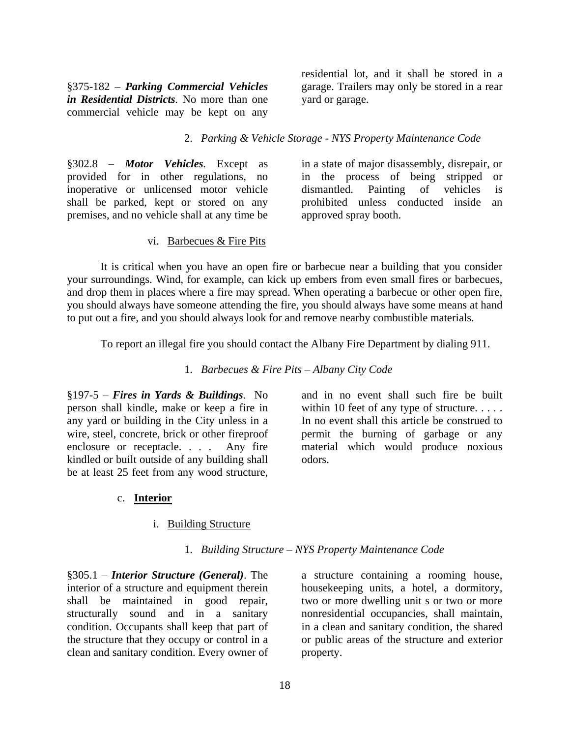§375-182 – ***Parking Commercial Vehicles in Residential Districts***. No more than one commercial vehicle may be kept on any residential lot, and it shall be stored in a garage. Trailers may only be stored in a rear yard or garage.

2. *Parking & Vehicle Storage - NYS Property Maintenance Code*

§302.8 – ***Motor Vehicles***. Except as provided for in other regulations, no inoperative or unlicensed motor vehicle shall be parked, kept or stored on any premises, and no vehicle shall at any time be in a state of major disassembly, disrepair, or in the process of being stripped or dismantled. Painting of vehicles is prohibited unless conducted inside an approved spray booth.

vi. Barbecues & Fire Pits

It is critical when you have an open fire or barbecue near a building that you consider your surroundings. Wind, for example, can kick up embers from even small fires or barbecues, and drop them in places where a fire may spread. When operating a barbecue or other open fire, you should always have someone attending the fire, you should always have some means at hand to put out a fire, and you should always look for and remove nearby combustible materials.

To report an illegal fire you should contact the Albany Fire Department by dialing 911.

1. *Barbecues & Fire Pits – Albany City Code*

§197-5 – ***Fires in Yards & Buildings***. No person shall kindle, make or keep a fire in any yard or building in the City unless in a wire, steel, concrete, brick or other fireproof enclosure or receptacle. . . . Any fire kindled or built outside of any building shall be at least 25 feet from any wood structure, and in no event shall such fire be built within 10 feet of any type of structure. . . . . In no event shall this article be construed to permit the burning of garbage or any material which would produce noxious odors.

c. **Interior**

i. Building Structure

1. *Building Structure – NYS Property Maintenance Code*

§305.1 – ***Interior Structure (General)***. The interior of a structure and equipment therein shall be maintained in good repair, structurally sound and in a sanitary condition. Occupants shall keep that part of the structure that they occupy or control in a clean and sanitary condition. Every owner of a structure containing a rooming house, housekeeping units, a hotel, a dormitory, two or more dwelling unit s or two or more nonresidential occupancies, shall maintain, in a clean and sanitary condition, the shared or public areas of the structure and exterior property.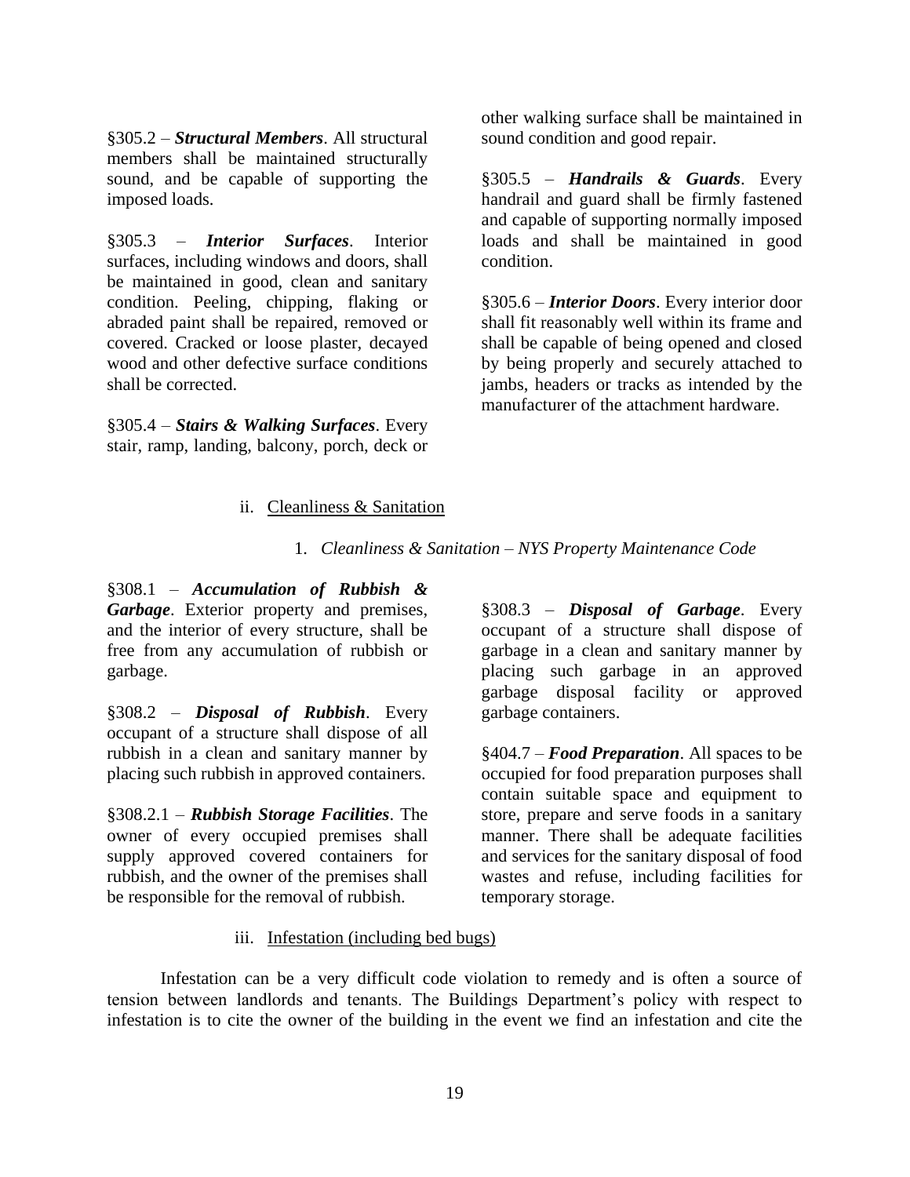§305.2 – ***Structural Members***. All structural members shall be maintained structurally sound, and be capable of supporting the imposed loads.

§305.3 – ***Interior Surfaces***. Interior surfaces, including windows and doors, shall be maintained in good, clean and sanitary condition. Peeling, chipping, flaking or abraded paint shall be repaired, removed or covered. Cracked or loose plaster, decayed wood and other defective surface conditions shall be corrected.

§305.4 – ***Stairs & Walking Surfaces***. Every stair, ramp, landing, balcony, porch, deck or other walking surface shall be maintained in sound condition and good repair.

§305.5 – ***Handrails & Guards***. Every handrail and guard shall be firmly fastened and capable of supporting normally imposed loads and shall be maintained in good condition.

§305.6 – ***Interior Doors***. Every interior door shall fit reasonably well within its frame and shall be capable of being opened and closed by being properly and securely attached to jambs, headers or tracks as intended by the manufacturer of the attachment hardware.

ii. <u>Cleanliness & Sanitation</u>

1. *Cleanliness & Sanitation – NYS Property Maintenance Code*

§308.1 – ***Accumulation of Rubbish & Garbage***. Exterior property and premises, and the interior of every structure, shall be free from any accumulation of rubbish or garbage.

§308.2 – ***Disposal of Rubbish***. Every occupant of a structure shall dispose of all rubbish in a clean and sanitary manner by placing such rubbish in approved containers.

§308.2.1 – ***Rubbish Storage Facilities***. The owner of every occupied premises shall supply approved covered containers for rubbish, and the owner of the premises shall be responsible for the removal of rubbish.

§308.3 – ***Disposal of Garbage***. Every occupant of a structure shall dispose of garbage in a clean and sanitary manner by placing such garbage in an approved garbage disposal facility or approved garbage containers.

§404.7 – ***Food Preparation***. All spaces to be occupied for food preparation purposes shall contain suitable space and equipment to store, prepare and serve foods in a sanitary manner. There shall be adequate facilities and services for the sanitary disposal of food wastes and refuse, including facilities for temporary storage.

iii. <u>Infestation (including bed bugs)</u>

Infestation can be a very difficult code violation to remedy and is often a source of tension between landlords and tenants. The Buildings Department's policy with respect to infestation is to cite the owner of the building in the event we find an infestation and cite the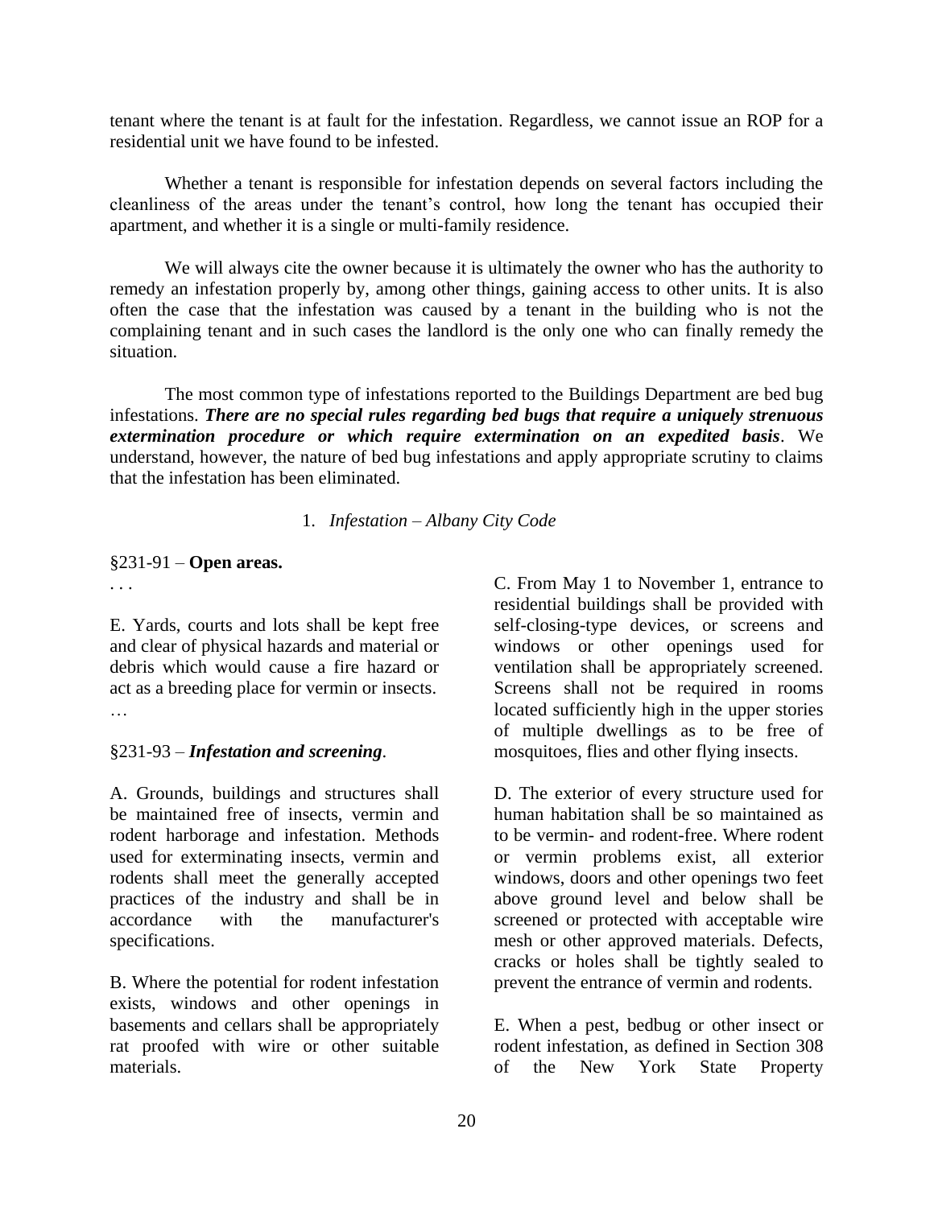tenant where the tenant is at fault for the infestation. Regardless, we cannot issue an ROP for a residential unit we have found to be infested.

Whether a tenant is responsible for infestation depends on several factors including the cleanliness of the areas under the tenant's control, how long the tenant has occupied their apartment, and whether it is a single or multi-family residence.

We will always cite the owner because it is ultimately the owner who has the authority to remedy an infestation properly by, among other things, gaining access to other units. It is also often the case that the infestation was caused by a tenant in the building who is not the complaining tenant and in such cases the landlord is the only one who can finally remedy the situation.

The most common type of infestations reported to the Buildings Department are bed bug infestations. ***There are no special rules regarding bed bugs that require a uniquely strenuous extermination procedure or which require extermination on an expedited basis***. We understand, however, the nature of bed bug infestations and apply appropriate scrutiny to claims that the infestation has been eliminated.

1. *Infestation – Albany City Code*

§231-91 – **Open areas.**

. . .

E. Yards, courts and lots shall be kept free and clear of physical hazards and material or debris which would cause a fire hazard or act as a breeding place for vermin or insects.

…

§231-93 – ***Infestation and screening***.

A. Grounds, buildings and structures shall be maintained free of insects, vermin and rodent harborage and infestation. Methods used for exterminating insects, vermin and rodents shall meet the generally accepted practices of the industry and shall be in accordance with the manufacturer's specifications.

B. Where the potential for rodent infestation exists, windows and other openings in basements and cellars shall be appropriately rat proofed with wire or other suitable materials.

C. From May 1 to November 1, entrance to residential buildings shall be provided with self-closing-type devices, or screens and windows or other openings used for ventilation shall be appropriately screened. Screens shall not be required in rooms located sufficiently high in the upper stories of multiple dwellings as to be free of mosquitoes, flies and other flying insects.

D. The exterior of every structure used for human habitation shall be so maintained as to be vermin- and rodent-free. Where rodent or vermin problems exist, all exterior windows, doors and other openings two feet above ground level and below shall be screened or protected with acceptable wire mesh or other approved materials. Defects, cracks or holes shall be tightly sealed to prevent the entrance of vermin and rodents.

E. When a pest, bedbug or other insect or rodent infestation, as defined in Section 308 of the New York State Property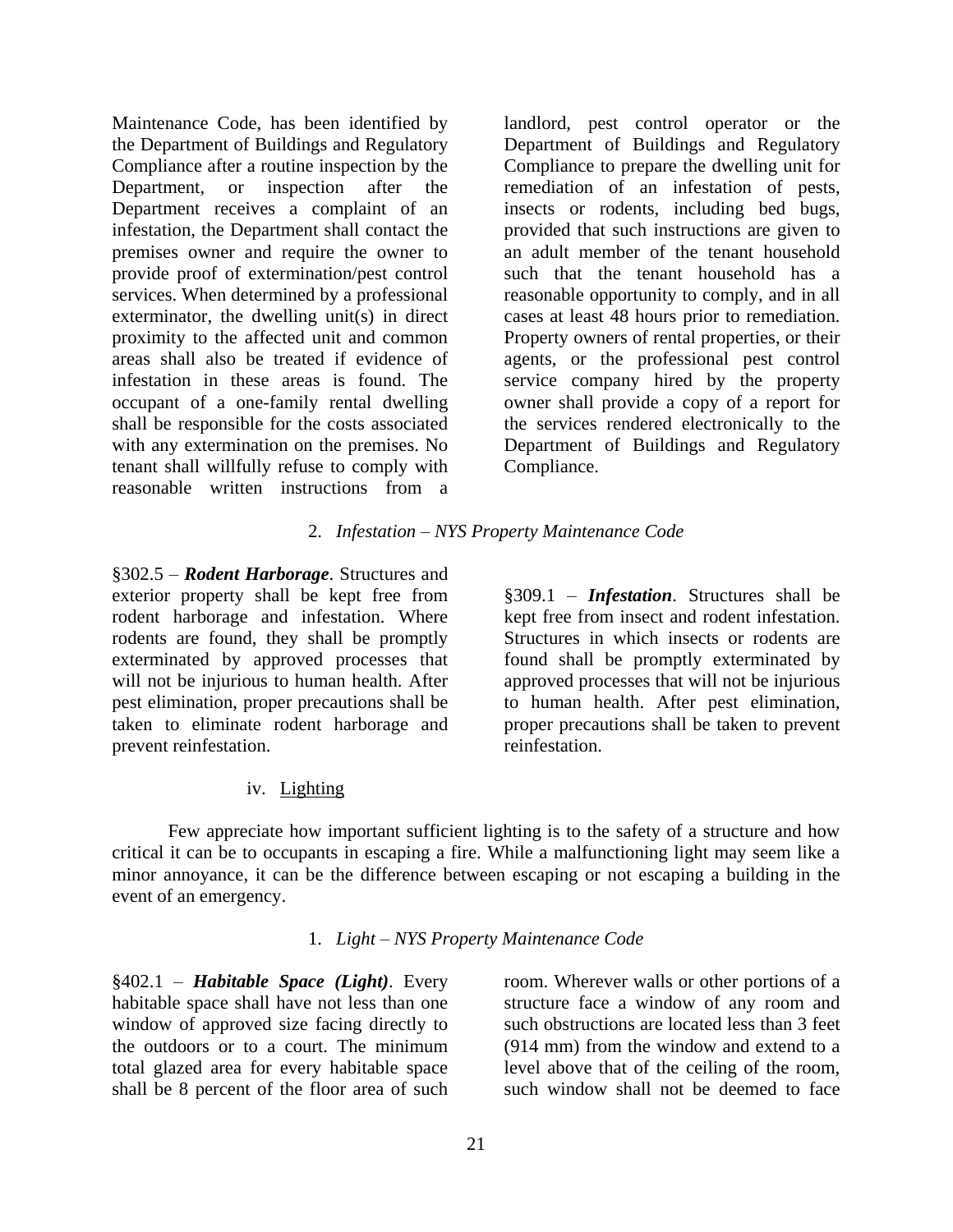Maintenance Code, has been identified by the Department of Buildings and Regulatory Compliance after a routine inspection by the Department, or inspection after the Department receives a complaint of an infestation, the Department shall contact the premises owner and require the owner to provide proof of extermination/pest control services. When determined by a professional exterminator, the dwelling unit(s) in direct proximity to the affected unit and common areas shall also be treated if evidence of infestation in these areas is found. The occupant of a one-family rental dwelling shall be responsible for the costs associated with any extermination on the premises. No tenant shall willfully refuse to comply with reasonable written instructions from a landlord, pest control operator or the Department of Buildings and Regulatory Compliance to prepare the dwelling unit for remediation of an infestation of pests, insects or rodents, including bed bugs, provided that such instructions are given to an adult member of the tenant household such that the tenant household has a reasonable opportunity to comply, and in all cases at least 48 hours prior to remediation. Property owners of rental properties, or their agents, or the professional pest control service company hired by the property owner shall provide a copy of a report for the services rendered electronically to the Department of Buildings and Regulatory Compliance.

2. *Infestation – NYS Property Maintenance Code*

§302.5 – ***Rodent Harborage***. Structures and exterior property shall be kept free from rodent harborage and infestation. Where rodents are found, they shall be promptly exterminated by approved processes that will not be injurious to human health. After pest elimination, proper precautions shall be taken to eliminate rodent harborage and prevent reinfestation.

§309.1 – ***Infestation***. Structures shall be kept free from insect and rodent infestation. Structures in which insects or rodents are found shall be promptly exterminated by approved processes that will not be injurious to human health. After pest elimination, proper precautions shall be taken to prevent reinfestation.

iv. <u>Lighting</u>

Few appreciate how important sufficient lighting is to the safety of a structure and how critical it can be to occupants in escaping a fire. While a malfunctioning light may seem like a minor annoyance, it can be the difference between escaping or not escaping a building in the event of an emergency.

1. *Light – NYS Property Maintenance Code*

§402.1 – ***Habitable Space (Light)***. Every habitable space shall have not less than one window of approved size facing directly to the outdoors or to a court. The minimum total glazed area for every habitable space shall be 8 percent of the floor area of such room. Wherever walls or other portions of a structure face a window of any room and such obstructions are located less than 3 feet (914 mm) from the window and extend to a level above that of the ceiling of the room, such window shall not be deemed to face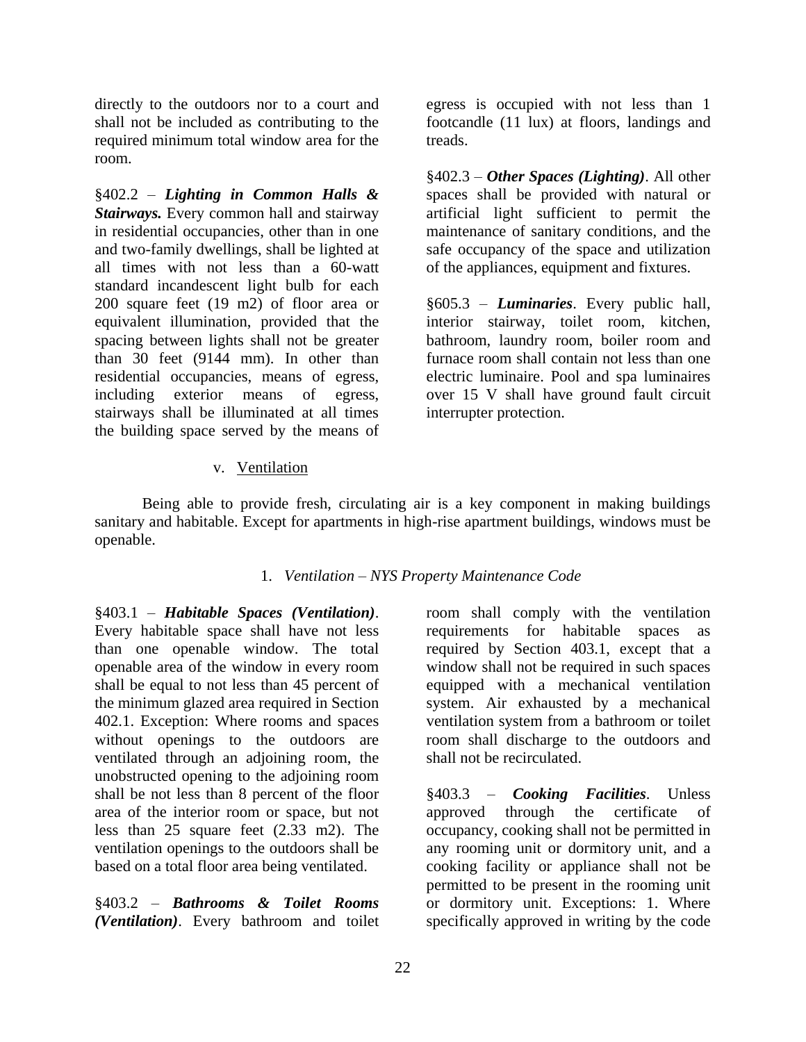directly to the outdoors nor to a court and shall not be included as contributing to the required minimum total window area for the room.

§402.2 – ***Lighting in Common Halls & Stairways.*** Every common hall and stairway in residential occupancies, other than in one and two-family dwellings, shall be lighted at all times with not less than a 60-watt standard incandescent light bulb for each 200 square feet (19 m2) of floor area or equivalent illumination, provided that the spacing between lights shall not be greater than 30 feet (9144 mm). In other than residential occupancies, means of egress, including exterior means of egress, stairways shall be illuminated at all times the building space served by the means of egress is occupied with not less than 1 footcandle (11 lux) at floors, landings and treads.

§402.3 – ***Other Spaces (Lighting)***. All other spaces shall be provided with natural or artificial light sufficient to permit the maintenance of sanitary conditions, and the safe occupancy of the space and utilization of the appliances, equipment and fixtures.

§605.3 – ***Luminaries***. Every public hall, interior stairway, toilet room, kitchen, bathroom, laundry room, boiler room and furnace room shall contain not less than one electric luminaire. Pool and spa luminaires over 15 V shall have ground fault circuit interrupter protection.

### v. Ventilation

Being able to provide fresh, circulating air is a key component in making buildings sanitary and habitable. Except for apartments in high-rise apartment buildings, windows must be openable.

#### 1. *Ventilation – NYS Property Maintenance Code*

§403.1 – ***Habitable Spaces (Ventilation)***. Every habitable space shall have not less than one openable window. The total openable area of the window in every room shall be equal to not less than 45 percent of the minimum glazed area required in Section 402.1. Exception: Where rooms and spaces without openings to the outdoors are ventilated through an adjoining room, the unobstructed opening to the adjoining room shall be not less than 8 percent of the floor area of the interior room or space, but not less than 25 square feet (2.33 m2). The ventilation openings to the outdoors shall be based on a total floor area being ventilated.

§403.2 – ***Bathrooms & Toilet Rooms (Ventilation)***. Every bathroom and toilet room shall comply with the ventilation requirements for habitable spaces as required by Section 403.1, except that a window shall not be required in such spaces equipped with a mechanical ventilation system. Air exhausted by a mechanical ventilation system from a bathroom or toilet room shall discharge to the outdoors and shall not be recirculated.

§403.3 – ***Cooking Facilities***. Unless approved through the certificate of occupancy, cooking shall not be permitted in any rooming unit or dormitory unit, and a cooking facility or appliance shall not be permitted to be present in the rooming unit or dormitory unit. Exceptions: 1. Where specifically approved in writing by the code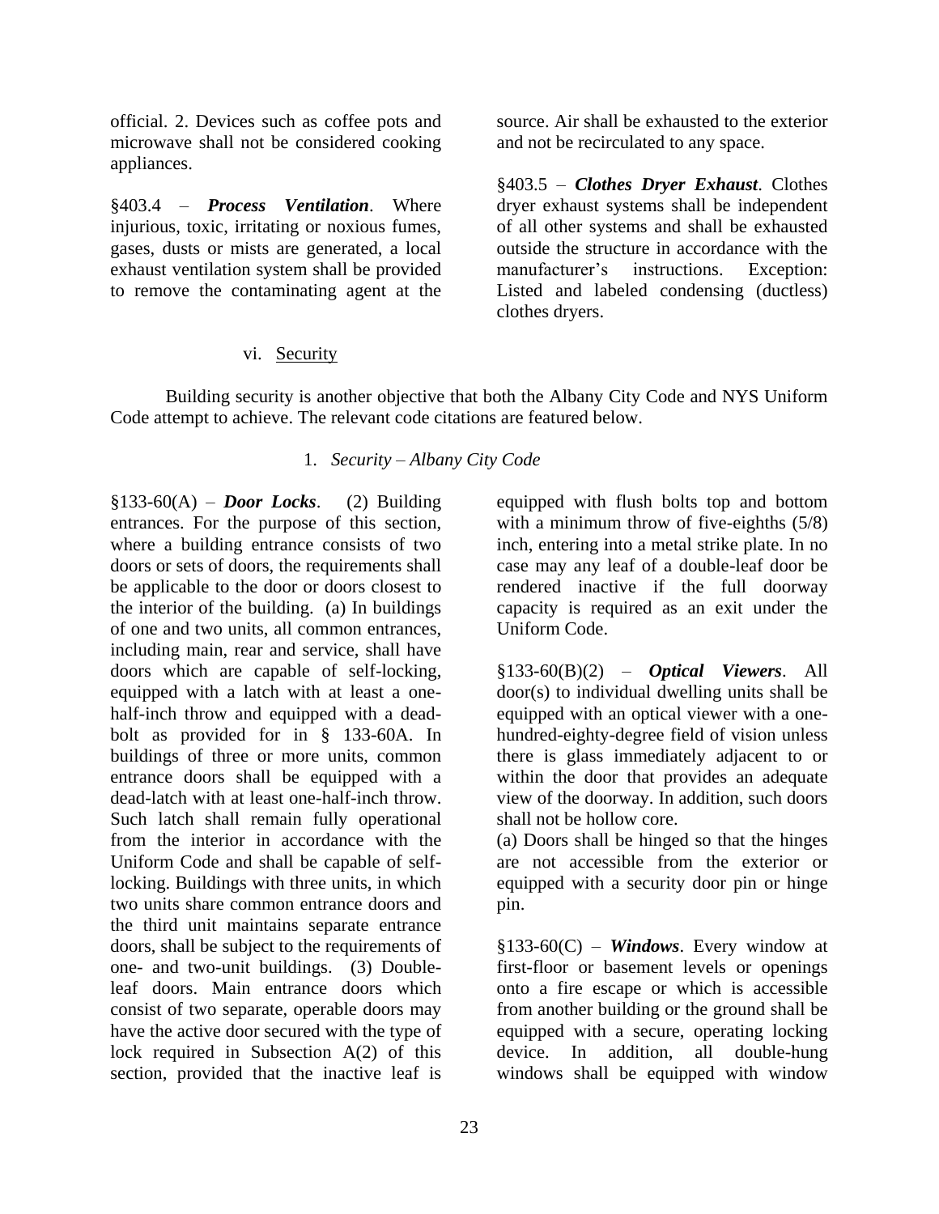official. 2. Devices such as coffee pots and microwave shall not be considered cooking appliances.

§403.4 – ***Process Ventilation***. Where injurious, toxic, irritating or noxious fumes, gases, dusts or mists are generated, a local exhaust ventilation system shall be provided to remove the contaminating agent at the source. Air shall be exhausted to the exterior and not be recirculated to any space.

§403.5 – ***Clothes Dryer Exhaust***. Clothes dryer exhaust systems shall be independent of all other systems and shall be exhausted outside the structure in accordance with the manufacturer's instructions. Exception: Listed and labeled condensing (ductless) clothes dryers.

### vi. Security

Building security is another objective that both the Albany City Code and NYS Uniform Code attempt to achieve. The relevant code citations are featured below.

#### 1. *Security – Albany City Code*

§133-60(A) – ***Door Locks***. (2) Building entrances. For the purpose of this section, where a building entrance consists of two doors or sets of doors, the requirements shall be applicable to the door or doors closest to the interior of the building. (a) In buildings of one and two units, all common entrances, including main, rear and service, shall have doors which are capable of self-locking, equipped with a latch with at least a one-half-inch throw and equipped with a dead-bolt as provided for in § 133-60A. In buildings of three or more units, common entrance doors shall be equipped with a dead-latch with at least one-half-inch throw. Such latch shall remain fully operational from the interior in accordance with the Uniform Code and shall be capable of self-locking. Buildings with three units, in which two units share common entrance doors and the third unit maintains separate entrance doors, shall be subject to the requirements of one- and two-unit buildings. (3) Double-leaf doors. Main entrance doors which consist of two separate, operable doors may have the active door secured with the type of lock required in Subsection A(2) of this section, provided that the inactive leaf is equipped with flush bolts top and bottom with a minimum throw of five-eighths (5/8) inch, entering into a metal strike plate. In no case may any leaf of a double-leaf door be rendered inactive if the full doorway capacity is required as an exit under the Uniform Code.

§133-60(B)(2) – ***Optical Viewers***. All door(s) to individual dwelling units shall be equipped with an optical viewer with a one-hundred-eighty-degree field of vision unless there is glass immediately adjacent to or within the door that provides an adequate view of the doorway. In addition, such doors shall not be hollow core.
(a) Doors shall be hinged so that the hinges are not accessible from the exterior or equipped with a security door pin or hinge pin.

§133-60(C) – ***Windows***. Every window at first-floor or basement levels or openings onto a fire escape or which is accessible from another building or the ground shall be equipped with a secure, operating locking device. In addition, all double-hung windows shall be equipped with window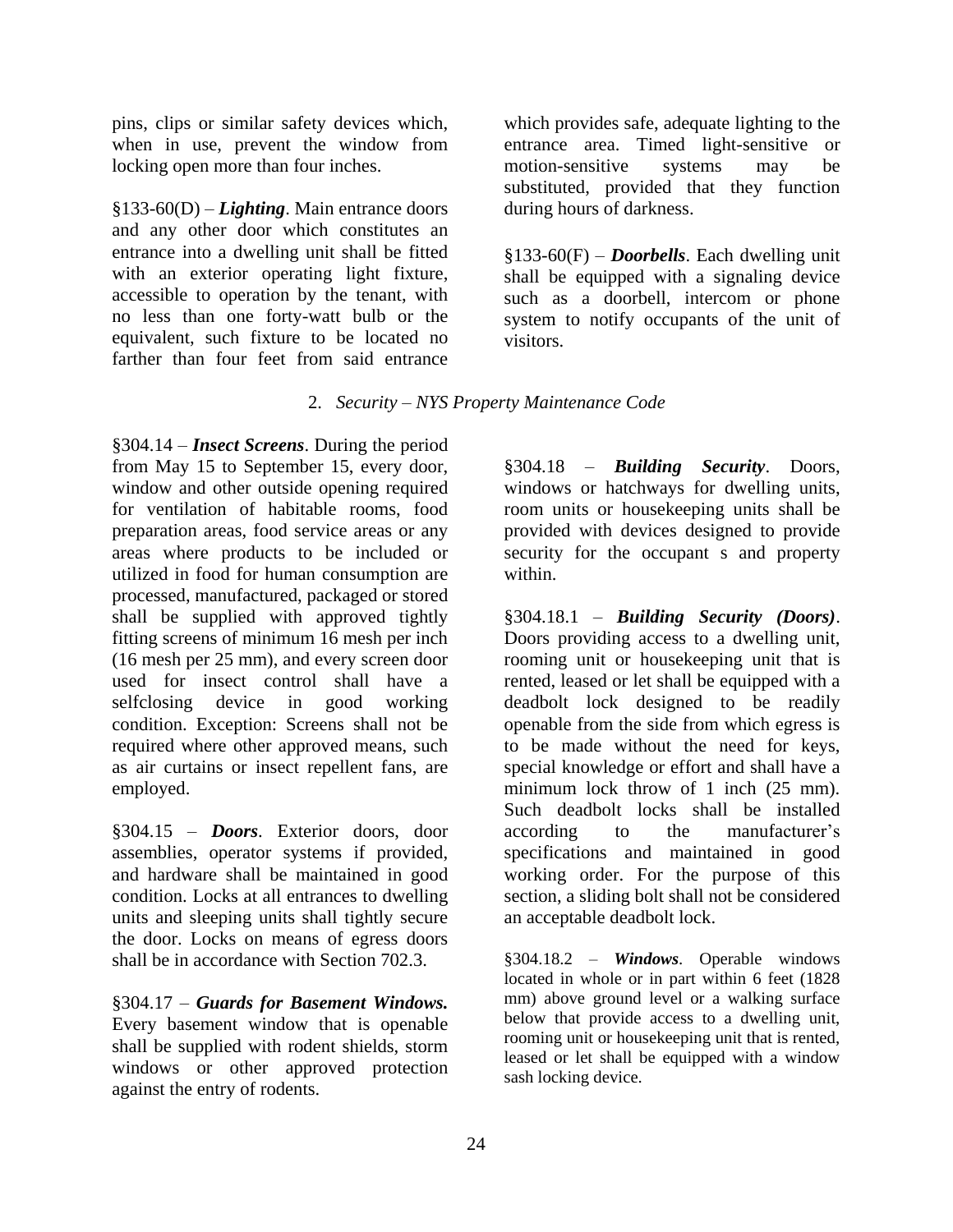pins, clips or similar safety devices which, when in use, prevent the window from locking open more than four inches.

§133-60(D) – ***Lighting***. Main entrance doors and any other door which constitutes an entrance into a dwelling unit shall be fitted with an exterior operating light fixture, accessible to operation by the tenant, with no less than one forty-watt bulb or the equivalent, such fixture to be located no farther than four feet from said entrance which provides safe, adequate lighting to the entrance area. Timed light-sensitive or motion-sensitive systems may be substituted, provided that they function during hours of darkness.

§133-60(F) – ***Doorbells***. Each dwelling unit shall be equipped with a signaling device such as a doorbell, intercom or phone system to notify occupants of the unit of visitors.

2. *Security – NYS Property Maintenance Code*

§304.14 – ***Insect Screens***. During the period from May 15 to September 15, every door, window and other outside opening required for ventilation of habitable rooms, food preparation areas, food service areas or any areas where products to be included or utilized in food for human consumption are processed, manufactured, packaged or stored shall be supplied with approved tightly fitting screens of minimum 16 mesh per inch (16 mesh per 25 mm), and every screen door used for insect control shall have a selfclosing device in good working condition. Exception: Screens shall not be required where other approved means, such as air curtains or insect repellent fans, are employed.

§304.15 – ***Doors***. Exterior doors, door assemblies, operator systems if provided, and hardware shall be maintained in good condition. Locks at all entrances to dwelling units and sleeping units shall tightly secure the door. Locks on means of egress doors shall be in accordance with Section 702.3.

§304.17 – ***Guards for Basement Windows.*** Every basement window that is openable shall be supplied with rodent shields, storm windows or other approved protection against the entry of rodents.

§304.18 – ***Building Security***. Doors, windows or hatchways for dwelling units, room units or housekeeping units shall be provided with devices designed to provide security for the occupant s and property within.

§304.18.1 – ***Building Security (Doors)***. Doors providing access to a dwelling unit, rooming unit or housekeeping unit that is rented, leased or let shall be equipped with a deadbolt lock designed to be readily openable from the side from which egress is to be made without the need for keys, special knowledge or effort and shall have a minimum lock throw of 1 inch (25 mm). Such deadbolt locks shall be installed according to the manufacturer's specifications and maintained in good working order. For the purpose of this section, a sliding bolt shall not be considered an acceptable deadbolt lock.

§304.18.2 – ***Windows***. Operable windows located in whole or in part within 6 feet (1828 mm) above ground level or a walking surface below that provide access to a dwelling unit, rooming unit or housekeeping unit that is rented, leased or let shall be equipped with a window sash locking device.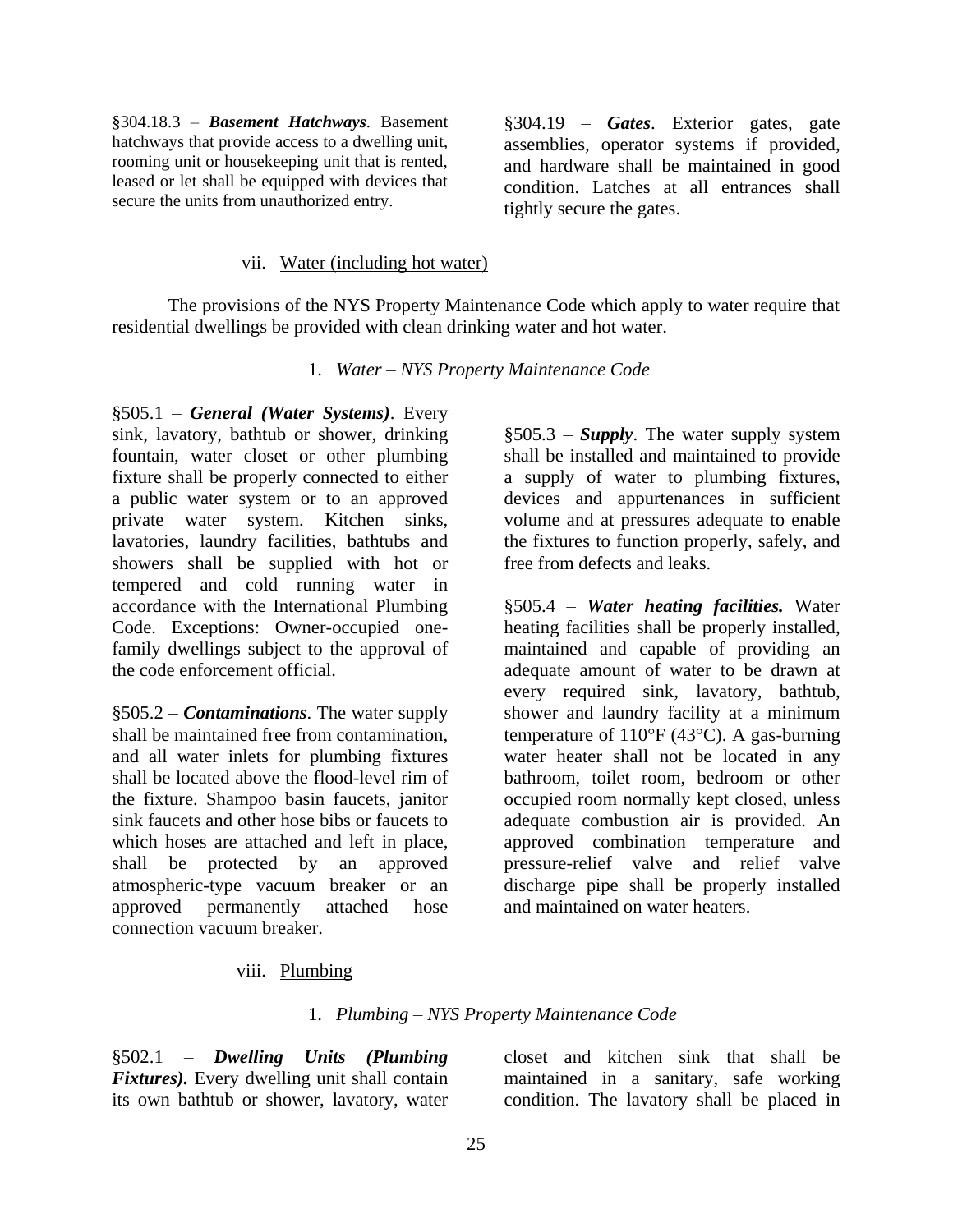§304.18.3 – ***Basement Hatchways***. Basement hatchways that provide access to a dwelling unit, rooming unit or housekeeping unit that is rented, leased or let shall be equipped with devices that secure the units from unauthorized entry.

§304.19 – ***Gates***. Exterior gates, gate assemblies, operator systems if provided, and hardware shall be maintained in good condition. Latches at all entrances shall tightly secure the gates.

vii. Water (including hot water)

The provisions of the NYS Property Maintenance Code which apply to water require that residential dwellings be provided with clean drinking water and hot water.

1. *Water – NYS Property Maintenance Code*

§505.1 – ***General (Water Systems)***. Every sink, lavatory, bathtub or shower, drinking fountain, water closet or other plumbing fixture shall be properly connected to either a public water system or to an approved private water system. Kitchen sinks, lavatories, laundry facilities, bathtubs and showers shall be supplied with hot or tempered and cold running water in accordance with the International Plumbing Code. Exceptions: Owner-occupied one-family dwellings subject to the approval of the code enforcement official.

§505.2 – ***Contaminations***. The water supply shall be maintained free from contamination, and all water inlets for plumbing fixtures shall be located above the flood-level rim of the fixture. Shampoo basin faucets, janitor sink faucets and other hose bibs or faucets to which hoses are attached and left in place, shall be protected by an approved atmospheric-type vacuum breaker or an approved permanently attached hose connection vacuum breaker.

§505.3 – ***Supply***. The water supply system shall be installed and maintained to provide a supply of water to plumbing fixtures, devices and appurtenances in sufficient volume and at pressures adequate to enable the fixtures to function properly, safely, and free from defects and leaks.

§505.4 – ***Water heating facilities.*** Water heating facilities shall be properly installed, maintained and capable of providing an adequate amount of water to be drawn at every required sink, lavatory, bathtub, shower and laundry facility at a minimum temperature of 110°F (43°C). A gas-burning water heater shall not be located in any bathroom, toilet room, bedroom or other occupied room normally kept closed, unless adequate combustion air is provided. An approved combination temperature and pressure-relief valve and relief valve discharge pipe shall be properly installed and maintained on water heaters.

viii. Plumbing

1. *Plumbing – NYS Property Maintenance Code*

§502.1 – ***Dwelling Units (Plumbing Fixtures).*** Every dwelling unit shall contain its own bathtub or shower, lavatory, water closet and kitchen sink that shall be maintained in a sanitary, safe working condition. The lavatory shall be placed in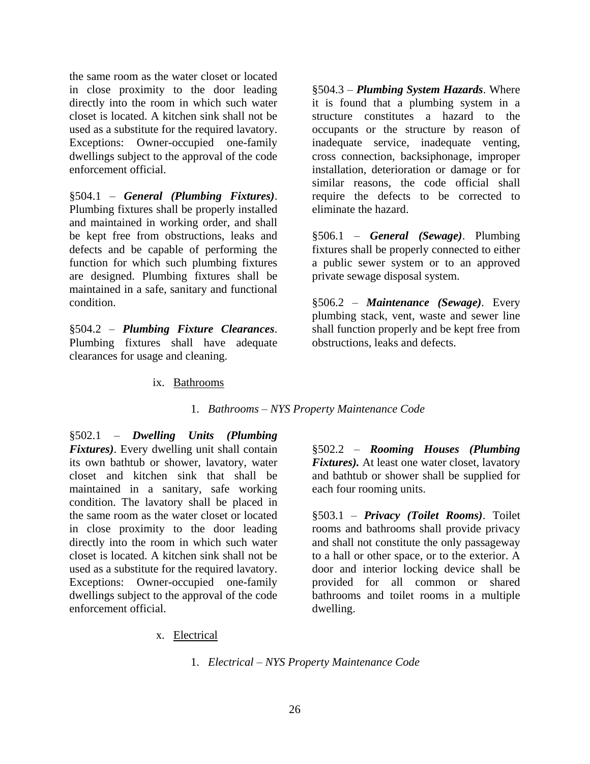the same room as the water closet or located in close proximity to the door leading directly into the room in which such water closet is located. A kitchen sink shall not be used as a substitute for the required lavatory. Exceptions: Owner-occupied one-family dwellings subject to the approval of the code enforcement official.

§504.1 – ***General (Plumbing Fixtures)***. Plumbing fixtures shall be properly installed and maintained in working order, and shall be kept free from obstructions, leaks and defects and be capable of performing the function for which such plumbing fixtures are designed. Plumbing fixtures shall be maintained in a safe, sanitary and functional condition.

§504.2 – ***Plumbing Fixture Clearances***. Plumbing fixtures shall have adequate clearances for usage and cleaning.

§504.3 – ***Plumbing System Hazards***. Where it is found that a plumbing system in a structure constitutes a hazard to the occupants or the structure by reason of inadequate service, inadequate venting, cross connection, backsiphonage, improper installation, deterioration or damage or for similar reasons, the code official shall require the defects to be corrected to eliminate the hazard.

§506.1 – ***General (Sewage)***. Plumbing fixtures shall be properly connected to either a public sewer system or to an approved private sewage disposal system.

§506.2 – ***Maintenance (Sewage)***. Every plumbing stack, vent, waste and sewer line shall function properly and be kept free from obstructions, leaks and defects.

ix. Bathrooms

1. *Bathrooms – NYS Property Maintenance Code*

§502.1 – ***Dwelling Units (Plumbing Fixtures)***. Every dwelling unit shall contain its own bathtub or shower, lavatory, water closet and kitchen sink that shall be maintained in a sanitary, safe working condition. The lavatory shall be placed in the same room as the water closet or located in close proximity to the door leading directly into the room in which such water closet is located. A kitchen sink shall not be used as a substitute for the required lavatory. Exceptions: Owner-occupied one-family dwellings subject to the approval of the code enforcement official.

§502.2 – ***Rooming Houses (Plumbing Fixtures).*** At least one water closet, lavatory and bathtub or shower shall be supplied for each four rooming units.

§503.1 – ***Privacy (Toilet Rooms)***. Toilet rooms and bathrooms shall provide privacy and shall not constitute the only passageway to a hall or other space, or to the exterior. A door and interior locking device shall be provided for all common or shared bathrooms and toilet rooms in a multiple dwelling.

x. Electrical

1. *Electrical – NYS Property Maintenance Code*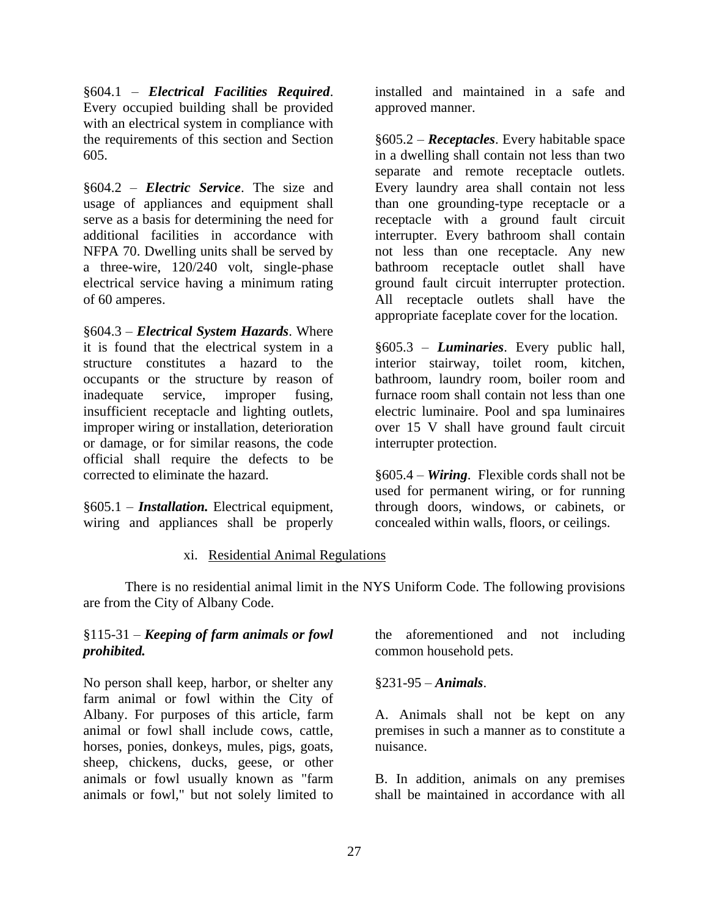§604.1 – ***Electrical Facilities Required***. Every occupied building shall be provided with an electrical system in compliance with the requirements of this section and Section 605.

§604.2 – ***Electric Service***. The size and usage of appliances and equipment shall serve as a basis for determining the need for additional facilities in accordance with NFPA 70. Dwelling units shall be served by a three-wire, 120/240 volt, single-phase electrical service having a minimum rating of 60 amperes.

§604.3 – ***Electrical System Hazards***. Where it is found that the electrical system in a structure constitutes a hazard to the occupants or the structure by reason of inadequate service, improper fusing, insufficient receptacle and lighting outlets, improper wiring or installation, deterioration or damage, or for similar reasons, the code official shall require the defects to be corrected to eliminate the hazard.

§605.1 – ***Installation.*** Electrical equipment, wiring and appliances shall be properly installed and maintained in a safe and approved manner.

§605.2 – ***Receptacles***. Every habitable space in a dwelling shall contain not less than two separate and remote receptacle outlets. Every laundry area shall contain not less than one grounding-type receptacle or a receptacle with a ground fault circuit interrupter. Every bathroom shall contain not less than one receptacle. Any new bathroom receptacle outlet shall have ground fault circuit interrupter protection. All receptacle outlets shall have the appropriate faceplate cover for the location.

§605.3 – ***Luminaries***. Every public hall, interior stairway, toilet room, kitchen, bathroom, laundry room, boiler room and furnace room shall contain not less than one electric luminaire. Pool and spa luminaires over 15 V shall have ground fault circuit interrupter protection.

§605.4 – ***Wiring***. Flexible cords shall not be used for permanent wiring, or for running through doors, windows, or cabinets, or concealed within walls, floors, or ceilings.

### xi. Residential Animal Regulations

There is no residential animal limit in the NYS Uniform Code. The following provisions are from the City of Albany Code.

§115-31 – ***Keeping of farm animals or fowl prohibited.***

No person shall keep, harbor, or shelter any farm animal or fowl within the City of Albany. For purposes of this article, farm animal or fowl shall include cows, cattle, horses, ponies, donkeys, mules, pigs, goats, sheep, chickens, ducks, geese, or other animals or fowl usually known as "farm animals or fowl," but not solely limited to the aforementioned and not including common household pets.

§231-95 – ***Animals***.

A. Animals shall not be kept on any premises in such a manner as to constitute a nuisance.

B. In addition, animals on any premises shall be maintained in accordance with all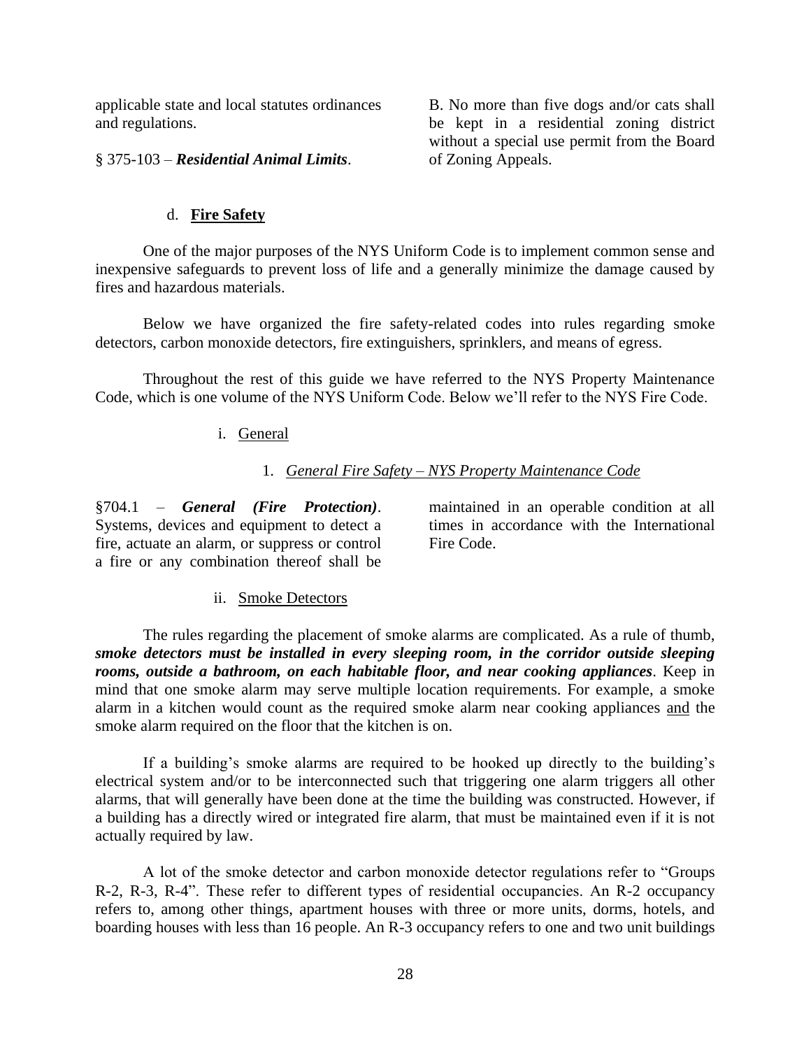applicable state and local statutes ordinances and regulations.

§ 375-103 – ***Residential Animal Limits***.

B. No more than five dogs and/or cats shall be kept in a residential zoning district without a special use permit from the Board of Zoning Appeals.

d. **Fire Safety**

One of the major purposes of the NYS Uniform Code is to implement common sense and inexpensive safeguards to prevent loss of life and a generally minimize the damage caused by fires and hazardous materials.

Below we have organized the fire safety-related codes into rules regarding smoke detectors, carbon monoxide detectors, fire extinguishers, sprinklers, and means of egress.

Throughout the rest of this guide we have referred to the NYS Property Maintenance Code, which is one volume of the NYS Uniform Code. Below we'll refer to the NYS Fire Code.

i. General

1. *General Fire Safety – NYS Property Maintenance Code*

§704.1 – ***General (Fire Protection)***. Systems, devices and equipment to detect a fire, actuate an alarm, or suppress or control a fire or any combination thereof shall be maintained in an operable condition at all times in accordance with the International Fire Code.

ii. Smoke Detectors

The rules regarding the placement of smoke alarms are complicated. As a rule of thumb, ***smoke detectors must be installed in every sleeping room, in the corridor outside sleeping rooms, outside a bathroom, on each habitable floor, and near cooking appliances***. Keep in mind that one smoke alarm may serve multiple location requirements. For example, a smoke alarm in a kitchen would count as the required smoke alarm near cooking appliances and the smoke alarm required on the floor that the kitchen is on.

If a building's smoke alarms are required to be hooked up directly to the building's electrical system and/or to be interconnected such that triggering one alarm triggers all other alarms, that will generally have been done at the time the building was constructed. However, if a building has a directly wired or integrated fire alarm, that must be maintained even if it is not actually required by law.

A lot of the smoke detector and carbon monoxide detector regulations refer to "Groups R-2, R-3, R-4". These refer to different types of residential occupancies. An R-2 occupancy refers to, among other things, apartment houses with three or more units, dorms, hotels, and boarding houses with less than 16 people. An R-3 occupancy refers to one and two unit buildings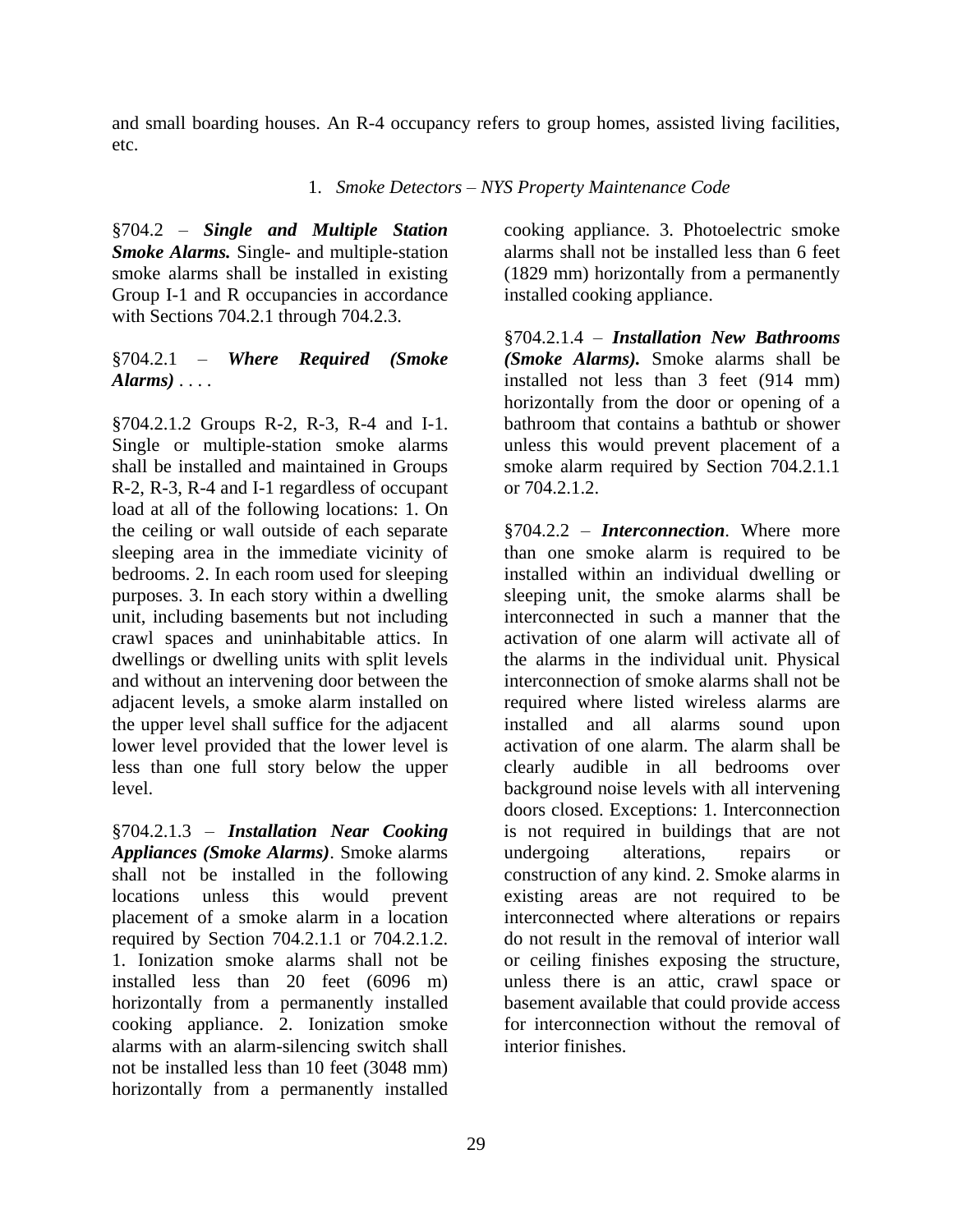and small boarding houses. An R-4 occupancy refers to group homes, assisted living facilities, etc.

1. *Smoke Detectors – NYS Property Maintenance Code*

§704.2 – ***Single and Multiple Station Smoke Alarms.*** Single- and multiple-station smoke alarms shall be installed in existing Group I-1 and R occupancies in accordance with Sections 704.2.1 through 704.2.3.

§704.2.1 – ***Where Required (Smoke Alarms)*** . . . .

§704.2.1.2 Groups R-2, R-3, R-4 and I-1. Single or multiple-station smoke alarms shall be installed and maintained in Groups R-2, R-3, R-4 and I-1 regardless of occupant load at all of the following locations: 1. On the ceiling or wall outside of each separate sleeping area in the immediate vicinity of bedrooms. 2. In each room used for sleeping purposes. 3. In each story within a dwelling unit, including basements but not including crawl spaces and uninhabitable attics. In dwellings or dwelling units with split levels and without an intervening door between the adjacent levels, a smoke alarm installed on the upper level shall suffice for the adjacent lower level provided that the lower level is less than one full story below the upper level.

§704.2.1.3 – ***Installation Near Cooking Appliances (Smoke Alarms)***. Smoke alarms shall not be installed in the following locations unless this would prevent placement of a smoke alarm in a location required by Section 704.2.1.1 or 704.2.1.2. 1. Ionization smoke alarms shall not be installed less than 20 feet (6096 m) horizontally from a permanently installed cooking appliance. 2. Ionization smoke alarms with an alarm-silencing switch shall not be installed less than 10 feet (3048 mm) horizontally from a permanently installed cooking appliance. 3. Photoelectric smoke alarms shall not be installed less than 6 feet (1829 mm) horizontally from a permanently installed cooking appliance.

§704.2.1.4 – ***Installation New Bathrooms (Smoke Alarms).*** Smoke alarms shall be installed not less than 3 feet (914 mm) horizontally from the door or opening of a bathroom that contains a bathtub or shower unless this would prevent placement of a smoke alarm required by Section 704.2.1.1 or 704.2.1.2.

§704.2.2 – ***Interconnection***. Where more than one smoke alarm is required to be installed within an individual dwelling or sleeping unit, the smoke alarms shall be interconnected in such a manner that the activation of one alarm will activate all of the alarms in the individual unit. Physical interconnection of smoke alarms shall not be required where listed wireless alarms are installed and all alarms sound upon activation of one alarm. The alarm shall be clearly audible in all bedrooms over background noise levels with all intervening doors closed. Exceptions: 1. Interconnection is not required in buildings that are not undergoing alterations, repairs or construction of any kind. 2. Smoke alarms in existing areas are not required to be interconnected where alterations or repairs do not result in the removal of interior wall or ceiling finishes exposing the structure, unless there is an attic, crawl space or basement available that could provide access for interconnection without the removal of interior finishes.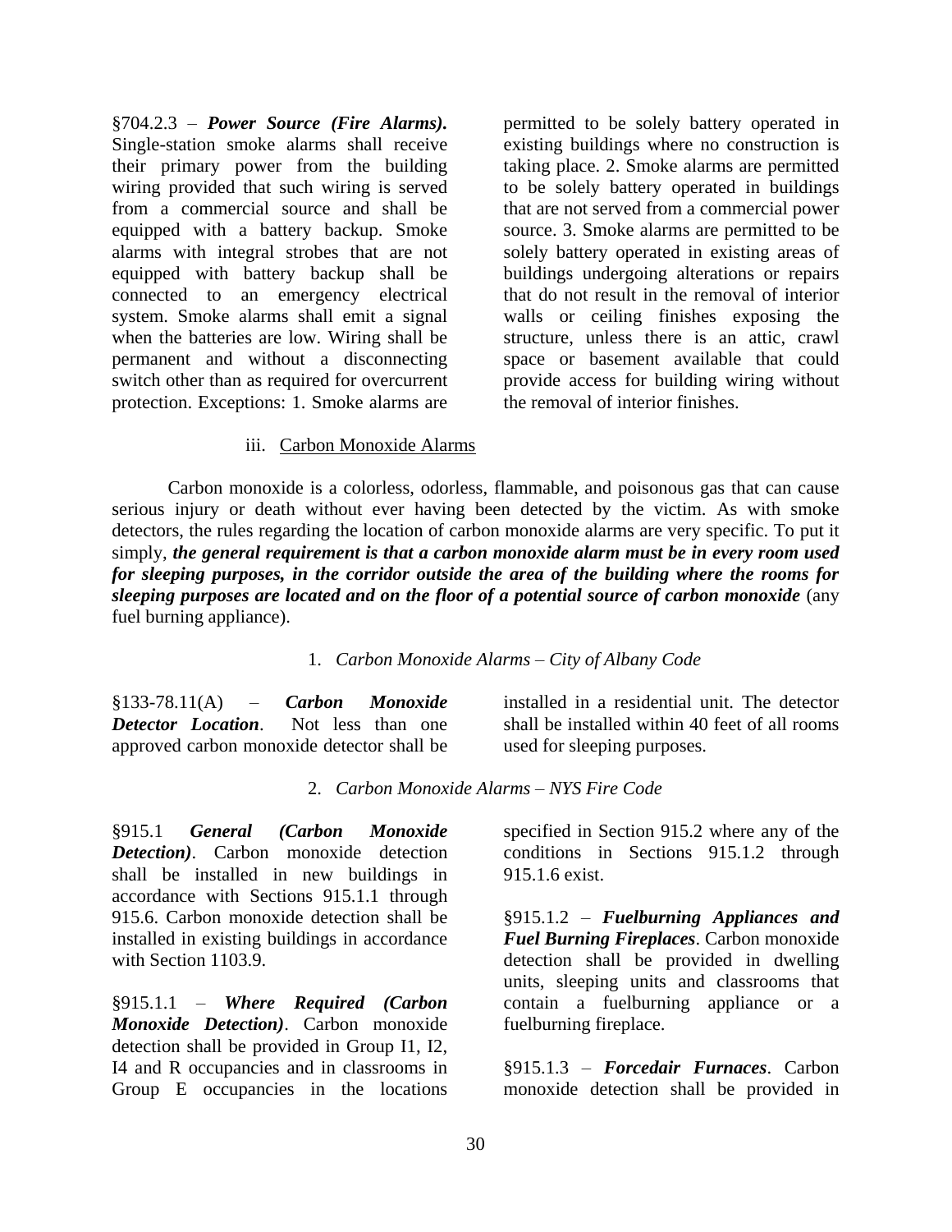§704.2.3 – ***Power Source (Fire Alarms).*** Single-station smoke alarms shall receive their primary power from the building wiring provided that such wiring is served from a commercial source and shall be equipped with a battery backup. Smoke alarms with integral strobes that are not equipped with battery backup shall be connected to an emergency electrical system. Smoke alarms shall emit a signal when the batteries are low. Wiring shall be permanent and without a disconnecting switch other than as required for overcurrent protection. Exceptions: 1. Smoke alarms are permitted to be solely battery operated in existing buildings where no construction is taking place. 2. Smoke alarms are permitted to be solely battery operated in buildings that are not served from a commercial power source. 3. Smoke alarms are permitted to be solely battery operated in existing areas of buildings undergoing alterations or repairs that do not result in the removal of interior walls or ceiling finishes exposing the structure, unless there is an attic, crawl space or basement available that could provide access for building wiring without the removal of interior finishes.

### iii. Carbon Monoxide Alarms

Carbon monoxide is a colorless, odorless, flammable, and poisonous gas that can cause serious injury or death without ever having been detected by the victim. As with smoke detectors, the rules regarding the location of carbon monoxide alarms are very specific. To put it simply, ***the general requirement is that a carbon monoxide alarm must be in every room used for sleeping purposes, in the corridor outside the area of the building where the rooms for sleeping purposes are located and on the floor of a potential source of carbon monoxide*** (any fuel burning appliance).

#### 1. *Carbon Monoxide Alarms – City of Albany Code*

§133-78.11(A) – ***Carbon Monoxide Detector Location***. Not less than one approved carbon monoxide detector shall be installed in a residential unit. The detector shall be installed within 40 feet of all rooms used for sleeping purposes.

#### 2. *Carbon Monoxide Alarms – NYS Fire Code*

§915.1 ***General (Carbon Monoxide Detection)***. Carbon monoxide detection shall be installed in new buildings in accordance with Sections 915.1.1 through 915.6. Carbon monoxide detection shall be installed in existing buildings in accordance with Section 1103.9.

§915.1.1 – ***Where Required (Carbon Monoxide Detection)***. Carbon monoxide detection shall be provided in Group I1, I2, I4 and R occupancies and in classrooms in Group E occupancies in the locations specified in Section 915.2 where any of the conditions in Sections 915.1.2 through 915.1.6 exist.

§915.1.2 – ***Fuelburning Appliances and Fuel Burning Fireplaces***. Carbon monoxide detection shall be provided in dwelling units, sleeping units and classrooms that contain a fuelburning appliance or a fuelburning fireplace.

§915.1.3 – ***Forcedair Furnaces***. Carbon monoxide detection shall be provided in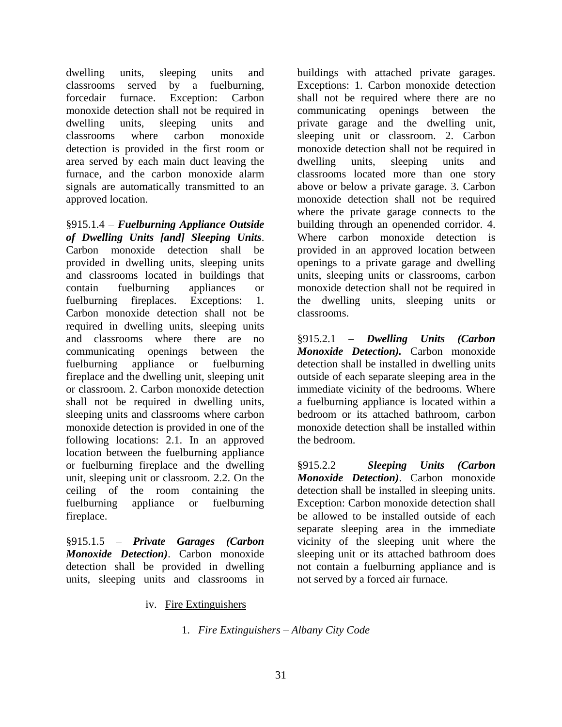dwelling units, sleeping units and classrooms served by a fuelburning, forcedair furnace. Exception: Carbon monoxide detection shall not be required in dwelling units, sleeping units and classrooms where carbon monoxide detection is provided in the first room or area served by each main duct leaving the furnace, and the carbon monoxide alarm signals are automatically transmitted to an approved location.

§915.1.4 – ***Fuelburning Appliance Outside of Dwelling Units [and] Sleeping Units***. Carbon monoxide detection shall be provided in dwelling units, sleeping units and classrooms located in buildings that contain fuelburning appliances or fuelburning fireplaces. Exceptions: 1. Carbon monoxide detection shall not be required in dwelling units, sleeping units and classrooms where there are no communicating openings between the fuelburning appliance or fuelburning fireplace and the dwelling unit, sleeping unit or classroom. 2. Carbon monoxide detection shall not be required in dwelling units, sleeping units and classrooms where carbon monoxide detection is provided in one of the following locations: 2.1. In an approved location between the fuelburning appliance or fuelburning fireplace and the dwelling unit, sleeping unit or classroom. 2.2. On the ceiling of the room containing the fuelburning appliance or fuelburning fireplace.

§915.1.5 – ***Private Garages (Carbon Monoxide Detection)***. Carbon monoxide detection shall be provided in dwelling units, sleeping units and classrooms in buildings with attached private garages. Exceptions: 1. Carbon monoxide detection shall not be required where there are no communicating openings between the private garage and the dwelling unit, sleeping unit or classroom. 2. Carbon monoxide detection shall not be required in dwelling units, sleeping units and classrooms located more than one story above or below a private garage. 3. Carbon monoxide detection shall not be required where the private garage connects to the building through an openended corridor. 4. Where carbon monoxide detection is provided in an approved location between openings to a private garage and dwelling units, sleeping units or classrooms, carbon monoxide detection shall not be required in the dwelling units, sleeping units or classrooms.

§915.2.1 – ***Dwelling Units (Carbon Monoxide Detection).*** Carbon monoxide detection shall be installed in dwelling units outside of each separate sleeping area in the immediate vicinity of the bedrooms. Where a fuelburning appliance is located within a bedroom or its attached bathroom, carbon monoxide detection shall be installed within the bedroom.

§915.2.2 – ***Sleeping Units (Carbon Monoxide Detection)***. Carbon monoxide detection shall be installed in sleeping units. Exception: Carbon monoxide detection shall be allowed to be installed outside of each separate sleeping area in the immediate vicinity of the sleeping unit where the sleeping unit or its attached bathroom does not contain a fuelburning appliance and is not served by a forced air furnace.

iv. <u>Fire Extinguishers</u>

1. *Fire Extinguishers – Albany City Code*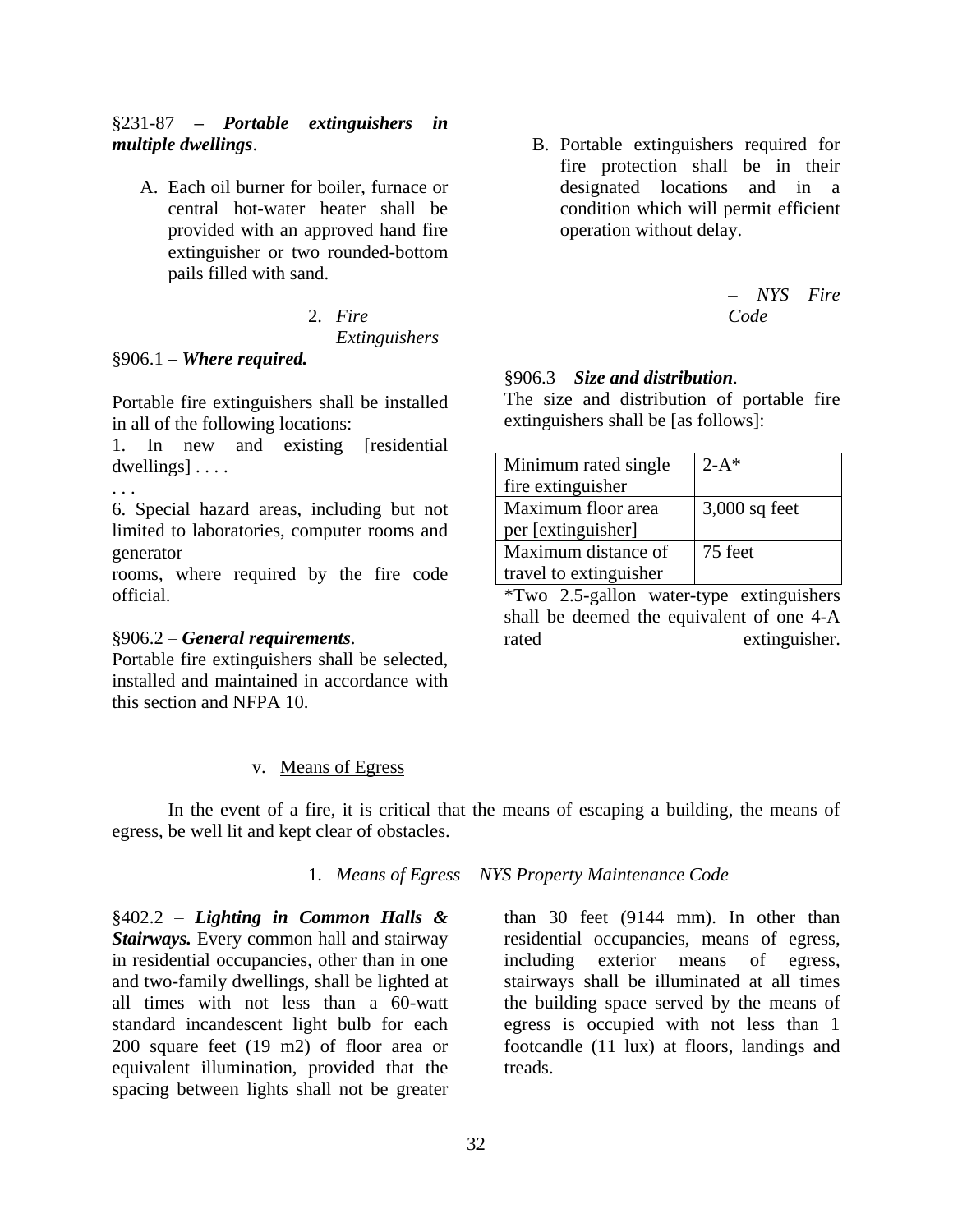§231-87 – ***Portable extinguishers in multiple dwellings***.

A. Each oil burner for boiler, furnace or central hot-water heater shall be provided with an approved hand fire extinguisher or two rounded-bottom pails filled with sand.

B. Portable extinguishers required for fire protection shall be in their designated locations and in a condition which will permit efficient operation without delay.

2. *Fire Extinguishers – NYS Fire Code*

§906.1 – ***Where required.***

Portable fire extinguishers shall be installed in all of the following locations:

1. In new and existing [residential dwellings] . . . .

. . .

6. Special hazard areas, including but not limited to laboratories, computer rooms and generator rooms, where required by the fire code official.

§906.2 – ***General requirements***.
Portable fire extinguishers shall be selected, installed and maintained in accordance with this section and NFPA 10.

§906.3 – ***Size and distribution***.
The size and distribution of portable fire extinguishers shall be [as follows]:

| Minimum rated single fire extinguisher | 2-A* |
|---|---|
| Maximum floor area per [extinguisher] | 3,000 sq feet |
| Maximum distance of travel to extinguisher | 75 feet |

*Two 2.5-gallon water-type extinguishers shall be deemed the equivalent of one 4-A rated extinguisher.

v. Means of Egress

In the event of a fire, it is critical that the means of escaping a building, the means of egress, be well lit and kept clear of obstacles.

1. *Means of Egress – NYS Property Maintenance Code*

§402.2 – ***Lighting in Common Halls & Stairways.*** Every common hall and stairway in residential occupancies, other than in one and two-family dwellings, shall be lighted at all times with not less than a 60-watt standard incandescent light bulb for each 200 square feet (19 m2) of floor area or equivalent illumination, provided that the spacing between lights shall not be greater than 30 feet (9144 mm). In other than residential occupancies, means of egress, including exterior means of egress, stairways shall be illuminated at all times the building space served by the means of egress is occupied with not less than 1 footcandle (11 lux) at floors, landings and treads.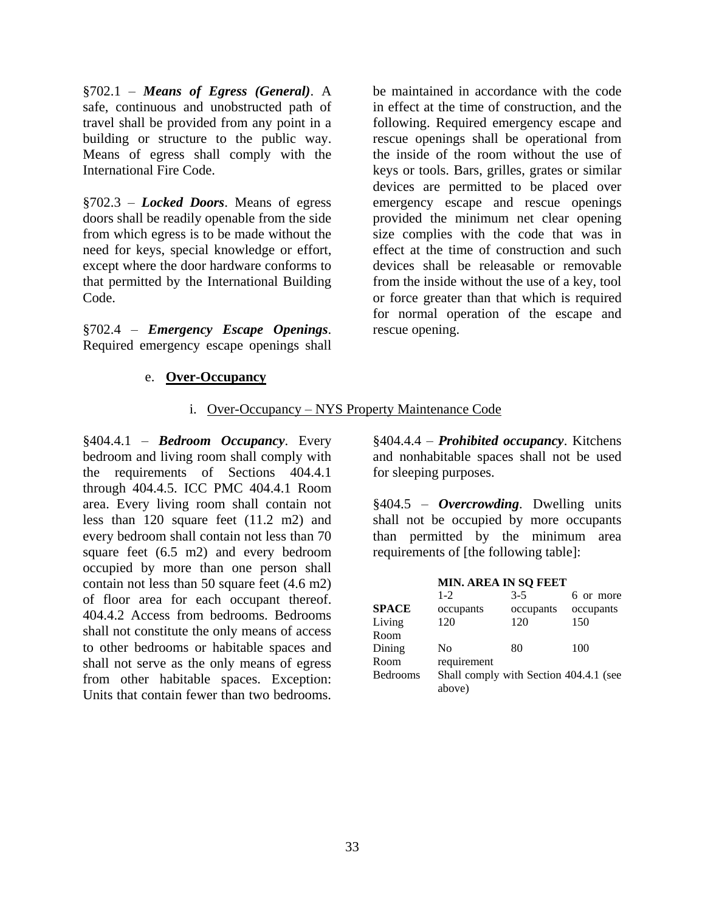§702.1 – ***Means of Egress (General)***. A safe, continuous and unobstructed path of travel shall be provided from any point in a building or structure to the public way. Means of egress shall comply with the International Fire Code.

§702.3 – ***Locked Doors***. Means of egress doors shall be readily openable from the side from which egress is to be made without the need for keys, special knowledge or effort, except where the door hardware conforms to that permitted by the International Building Code.

§702.4 – ***Emergency Escape Openings***. Required emergency escape openings shall be maintained in accordance with the code in effect at the time of construction, and the following. Required emergency escape and rescue openings shall be operational from the inside of the room without the use of keys or tools. Bars, grilles, grates or similar devices are permitted to be placed over emergency escape and rescue openings provided the minimum net clear opening size complies with the code that was in effect at the time of construction and such devices shall be releasable or removable from the inside without the use of a key, tool or force greater than that which is required for normal operation of the escape and rescue opening.

e. **Over-Occupancy**

i. Over-Occupancy – NYS Property Maintenance Code

§404.4.1 – ***Bedroom Occupancy***. Every bedroom and living room shall comply with the requirements of Sections 404.4.1 through 404.4.5. ICC PMC 404.4.1 Room area. Every living room shall contain not less than 120 square feet (11.2 m2) and every bedroom shall contain not less than 70 square feet (6.5 m2) and every bedroom occupied by more than one person shall contain not less than 50 square feet (4.6 m2) of floor area for each occupant thereof. 404.4.2 Access from bedrooms. Bedrooms shall not constitute the only means of access to other bedrooms or habitable spaces and shall not serve as the only means of egress from other habitable spaces. Exception: Units that contain fewer than two bedrooms.

§404.4.4 – ***Prohibited occupancy***. Kitchens and nonhabitable spaces shall not be used for sleeping purposes.

§404.5 – ***Overcrowding***. Dwelling units shall not be occupied by more occupants than permitted by the minimum area requirements of [the following table]:

| | **MIN. AREA IN SQ FEET** | | |
|---|---|---|---|
| **SPACE** | 1-2 occupants | 3-5 occupants | 6 or more occupants |
| Living Room | 120 | 120 | 150 |
| Dining Room | No requirement | 80 | 100 |
| Bedrooms | Shall comply with Section 404.4.1 (see above) | | |